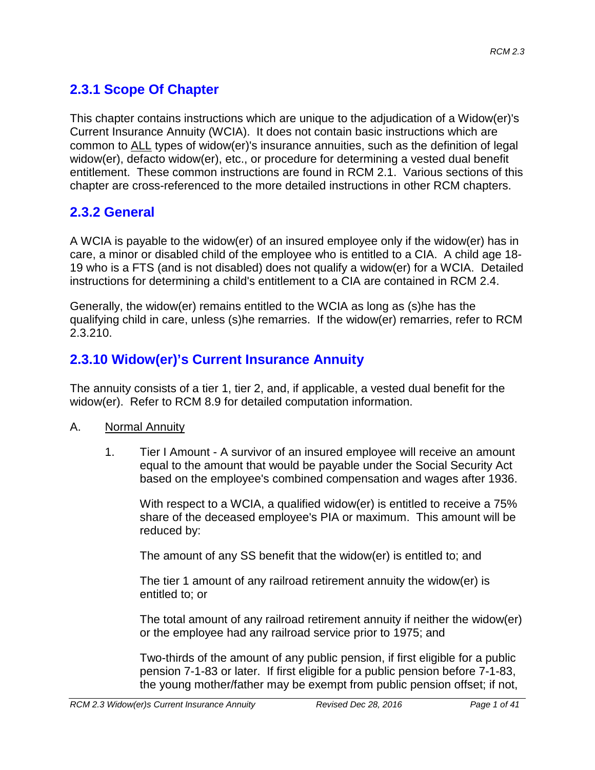## 2.3.1 Scope Of Chapter

This chapter contains instructions which are unique to the adjudication of a Widow(er)'s Current Insurance Annuity (WCIA). It does not contain basic instructions which are common to ALL types of widow(er)'s insurance annuities, such as the definition of legal widow(er), defacto widow(er), etc., or procedure for determining a vested dual benefit entitlement. These common instructions are found in RCM 2.1. Various sections of this chapter are cross-referenced to the more detailed instructions in other RCM chapters.

## 2.3.2 General

A WCIA is payable to the widow(er) of an insured employee only if the widow(er) has in care, a minor or disabled child of the employee who is entitled to a CIA. A child age 18-19 who is a FTS (and is not disabled) does not qualify a widow(er) for a WCIA. Detailed instructions for determining a child's entitlement to a CIA are contained in RCM 2.4.

Generally, the widow(er) remains entitled to the WCIA as long as (s)he has the qualifying child in care, unless (s)he remarries. If the widow(er) remarries, refer to RCM 2.3.210.

## 2.3.10 Widow(er)'s Current Insurance Annuity

The annuity consists of a tier 1, tier 2, and, if applicable, a vested dual benefit for the widow(er). Refer to RCM 8.9 for detailed computation information.

A. Normal Annuity

1. Tier I Amount - A survivor of an insured employee will receive an amount equal to the amount that would be payable under the Social Security Act based on the employee's combined compensation and wages after 1936.

   With respect to a WCIA, a qualified widow(er) is entitled to receive a 75% share of the deceased employee's PIA or maximum. This amount will be reduced by:

   The amount of any SS benefit that the widow(er) is entitled to; and

   The tier 1 amount of any railroad retirement annuity the widow(er) is entitled to; or

   The total amount of any railroad retirement annuity if neither the widow(er) or the employee had any railroad service prior to 1975; and

   Two-thirds of the amount of any public pension, if first eligible for a public pension 7-1-83 or later. If first eligible for a public pension before 7-1-83, the young mother/father may be exempt from public pension offset; if not,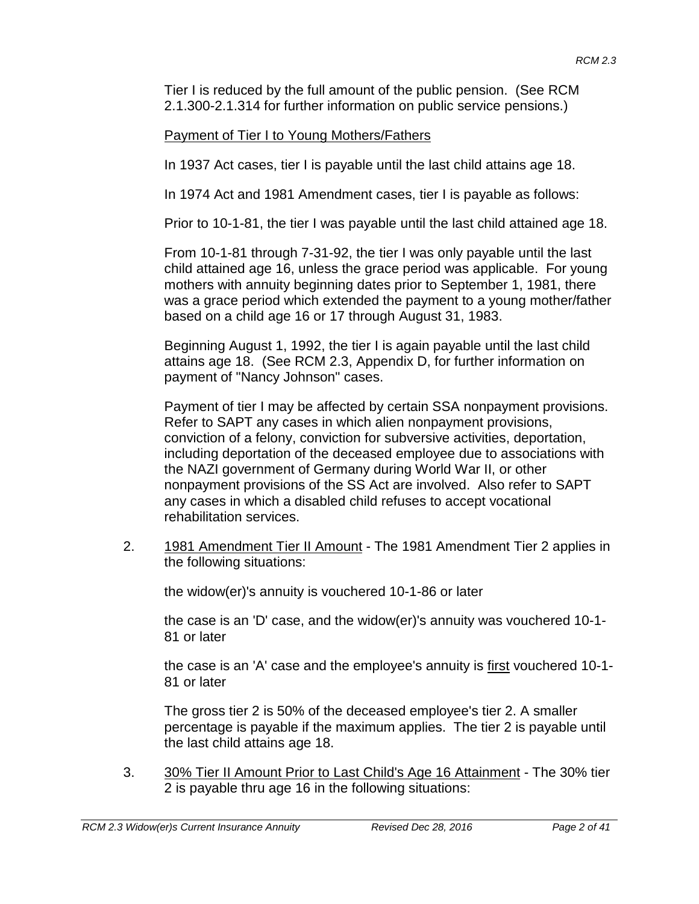Tier I is reduced by the full amount of the public pension. (See RCM 2.1.300-2.1.314 for further information on public service pensions.)

<u>Payment of Tier I to Young Mothers/Fathers</u>

In 1937 Act cases, tier I is payable until the last child attains age 18.

In 1974 Act and 1981 Amendment cases, tier I is payable as follows:

Prior to 10-1-81, the tier I was payable until the last child attained age 18.

From 10-1-81 through 7-31-92, the tier I was only payable until the last child attained age 16, unless the grace period was applicable. For young mothers with annuity beginning dates prior to September 1, 1981, there was a grace period which extended the payment to a young mother/father based on a child age 16 or 17 through August 31, 1983.

Beginning August 1, 1992, the tier I is again payable until the last child attains age 18. (See RCM 2.3, Appendix D, for further information on payment of "Nancy Johnson" cases.

Payment of tier I may be affected by certain SSA nonpayment provisions. Refer to SAPT any cases in which alien nonpayment provisions, conviction of a felony, conviction for subversive activities, deportation, including deportation of the deceased employee due to associations with the NAZI government of Germany during World War II, or other nonpayment provisions of the SS Act are involved. Also refer to SAPT any cases in which a disabled child refuses to accept vocational rehabilitation services.

2. <u>1981 Amendment Tier II Amount</u> - The 1981 Amendment Tier 2 applies in the following situations:

   the widow(er)'s annuity is vouchered 10-1-86 or later

   the case is an 'D' case, and the widow(er)'s annuity was vouchered 10-1-81 or later

   the case is an 'A' case and the employee's annuity is <u>first</u> vouchered 10-1-81 or later

   The gross tier 2 is 50% of the deceased employee's tier 2. A smaller percentage is payable if the maximum applies. The tier 2 is payable until the last child attains age 18.

3. <u>30% Tier II Amount Prior to Last Child's Age 16 Attainment</u> - The 30% tier 2 is payable thru age 16 in the following situations: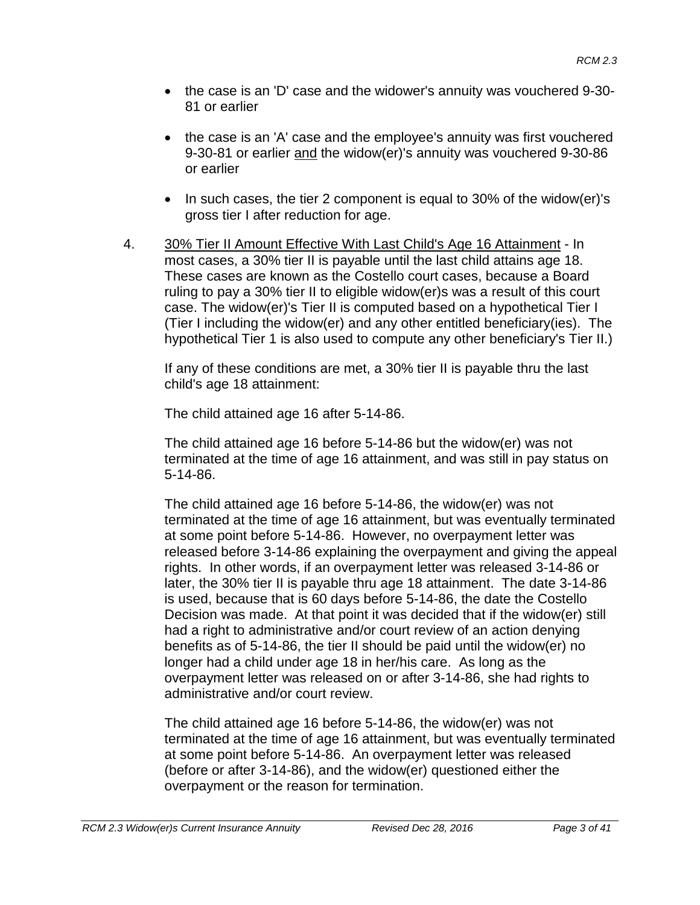- the case is an 'D' case and the widower's annuity was vouchered 9-30-81 or earlier
- the case is an 'A' case and the employee's annuity was first vouchered 9-30-81 or earlier <u>and</u> the widow(er)'s annuity was vouchered 9-30-86 or earlier
- In such cases, the tier 2 component is equal to 30% of the widow(er)'s gross tier I after reduction for age.

4. <u>30% Tier II Amount Effective With Last Child's Age 16 Attainment</u> - In most cases, a 30% tier II is payable until the last child attains age 18. These cases are known as the Costello court cases, because a Board ruling to pay a 30% tier II to eligible widow(er)s was a result of this court case. The widow(er)'s Tier II is computed based on a hypothetical Tier I (Tier I including the widow(er) and any other entitled beneficiary(ies). The hypothetical Tier 1 is also used to compute any other beneficiary's Tier II.)

   If any of these conditions are met, a 30% tier II is payable thru the last child's age 18 attainment:

   The child attained age 16 after 5-14-86.

   The child attained age 16 before 5-14-86 but the widow(er) was not terminated at the time of age 16 attainment, and was still in pay status on 5-14-86.

   The child attained age 16 before 5-14-86, the widow(er) was not terminated at the time of age 16 attainment, but was eventually terminated at some point before 5-14-86. However, no overpayment letter was released before 3-14-86 explaining the overpayment and giving the appeal rights. In other words, if an overpayment letter was released 3-14-86 or later, the 30% tier II is payable thru age 18 attainment. The date 3-14-86 is used, because that is 60 days before 5-14-86, the date the Costello Decision was made. At that point it was decided that if the widow(er) still had a right to administrative and/or court review of an action denying benefits as of 5-14-86, the tier II should be paid until the widow(er) no longer had a child under age 18 in her/his care. As long as the overpayment letter was released on or after 3-14-86, she had rights to administrative and/or court review.

   The child attained age 16 before 5-14-86, the widow(er) was not terminated at the time of age 16 attainment, but was eventually terminated at some point before 5-14-86. An overpayment letter was released (before or after 3-14-86), and the widow(er) questioned either the overpayment or the reason for termination.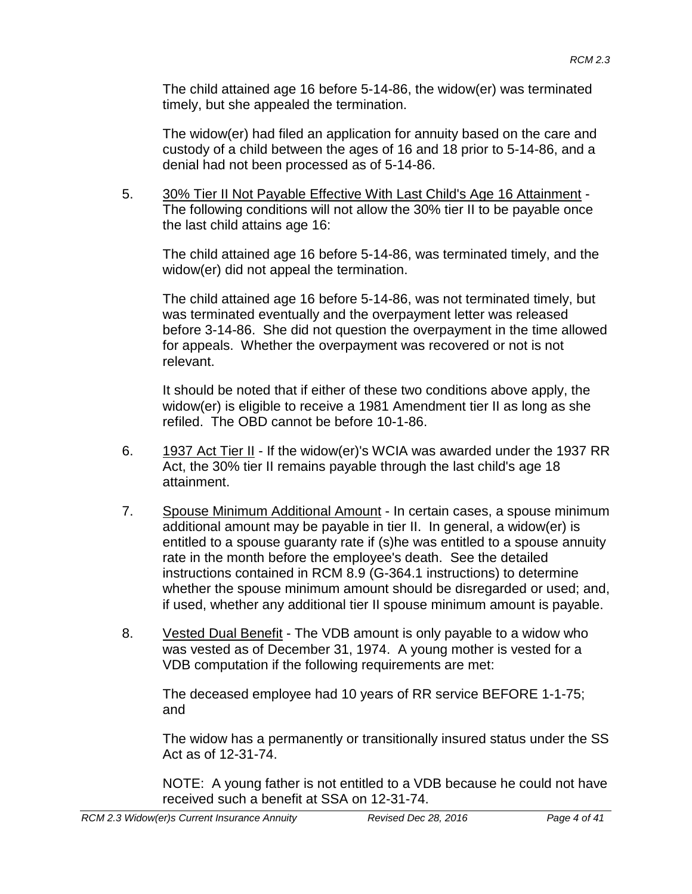The child attained age 16 before 5-14-86, the widow(er) was terminated timely, but she appealed the termination.

The widow(er) had filed an application for annuity based on the care and custody of a child between the ages of 16 and 18 prior to 5-14-86, and a denial had not been processed as of 5-14-86.

5. <u>30% Tier II Not Payable Effective With Last Child's Age 16 Attainment</u> - The following conditions will not allow the 30% tier II to be payable once the last child attains age 16:

   The child attained age 16 before 5-14-86, was terminated timely, and the widow(er) did not appeal the termination.

   The child attained age 16 before 5-14-86, was not terminated timely, but was terminated eventually and the overpayment letter was released before 3-14-86. She did not question the overpayment in the time allowed for appeals. Whether the overpayment was recovered or not is not relevant.

   It should be noted that if either of these two conditions above apply, the widow(er) is eligible to receive a 1981 Amendment tier II as long as she refiled. The OBD cannot be before 10-1-86.

6. <u>1937 Act Tier II</u> - If the widow(er)'s WCIA was awarded under the 1937 RR Act, the 30% tier II remains payable through the last child's age 18 attainment.

7. <u>Spouse Minimum Additional Amount</u> - In certain cases, a spouse minimum additional amount may be payable in tier II. In general, a widow(er) is entitled to a spouse guaranty rate if (s)he was entitled to a spouse annuity rate in the month before the employee's death. See the detailed instructions contained in RCM 8.9 (G-364.1 instructions) to determine whether the spouse minimum amount should be disregarded or used; and, if used, whether any additional tier II spouse minimum amount is payable.

8. <u>Vested Dual Benefit</u> - The VDB amount is only payable to a widow who was vested as of December 31, 1974. A young mother is vested for a VDB computation if the following requirements are met:

   The deceased employee had 10 years of RR service BEFORE 1-1-75; and

   The widow has a permanently or transitionally insured status under the SS Act as of 12-31-74.

   NOTE: A young father is not entitled to a VDB because he could not have received such a benefit at SSA on 12-31-74.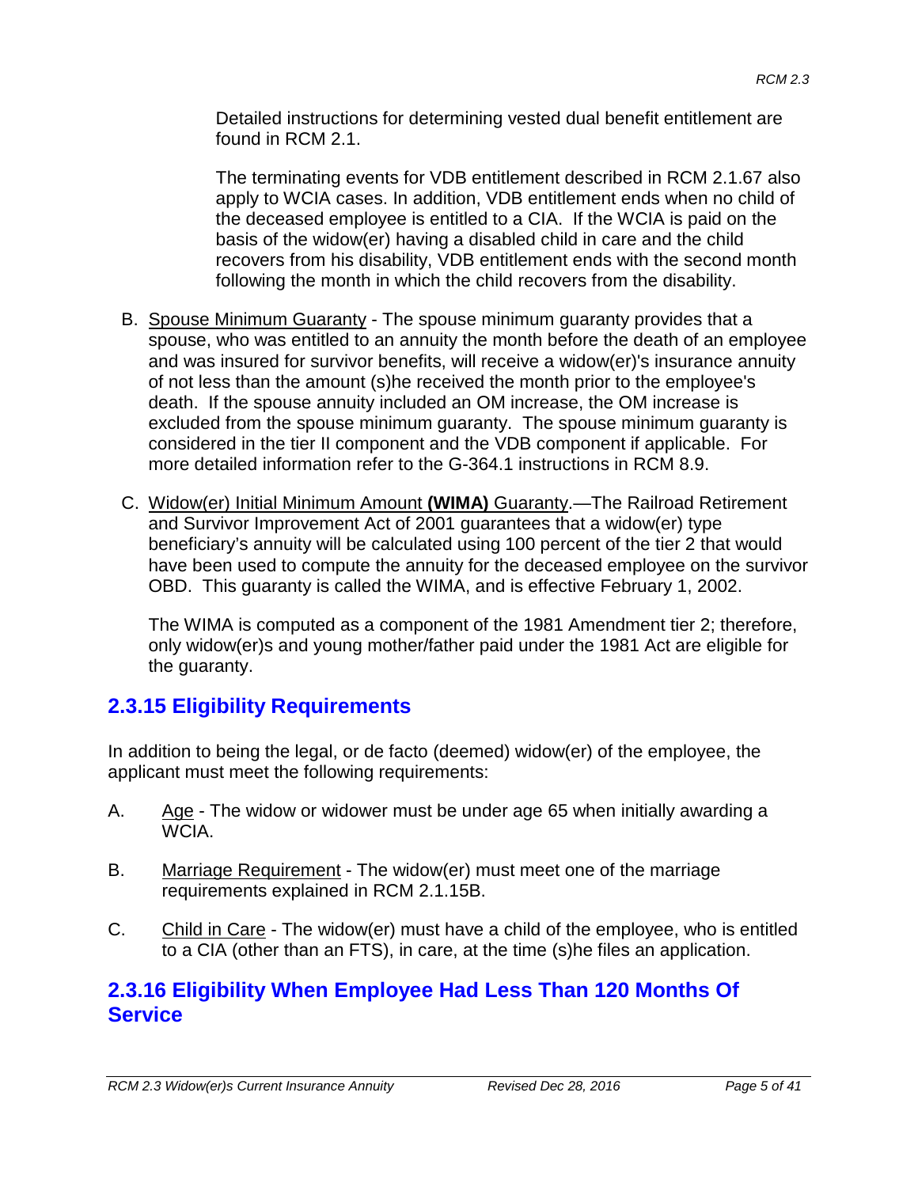Detailed instructions for determining vested dual benefit entitlement are found in RCM 2.1.

The terminating events for VDB entitlement described in RCM 2.1.67 also apply to WCIA cases. In addition, VDB entitlement ends when no child of the deceased employee is entitled to a CIA. If the WCIA is paid on the basis of the widow(er) having a disabled child in care and the child recovers from his disability, VDB entitlement ends with the second month following the month in which the child recovers from the disability.

B. Spouse Minimum Guaranty - The spouse minimum guaranty provides that a spouse, who was entitled to an annuity the month before the death of an employee and was insured for survivor benefits, will receive a widow(er)'s insurance annuity of not less than the amount (s)he received the month prior to the employee's death. If the spouse annuity included an OM increase, the OM increase is excluded from the spouse minimum guaranty. The spouse minimum guaranty is considered in the tier II component and the VDB component if applicable. For more detailed information refer to the G-364.1 instructions in RCM 8.9.

C. Widow(er) Initial Minimum Amount **(WIMA)** Guaranty.—The Railroad Retirement and Survivor Improvement Act of 2001 guarantees that a widow(er) type beneficiary's annuity will be calculated using 100 percent of the tier 2 that would have been used to compute the annuity for the deceased employee on the survivor OBD. This guaranty is called the WIMA, and is effective February 1, 2002.

The WIMA is computed as a component of the 1981 Amendment tier 2; therefore, only widow(er)s and young mother/father paid under the 1981 Act are eligible for the guaranty.

## 2.3.15 Eligibility Requirements

In addition to being the legal, or de facto (deemed) widow(er) of the employee, the applicant must meet the following requirements:

A. Age - The widow or widower must be under age 65 when initially awarding a WCIA.

B. Marriage Requirement - The widow(er) must meet one of the marriage requirements explained in RCM 2.1.15B.

C. Child in Care - The widow(er) must have a child of the employee, who is entitled to a CIA (other than an FTS), in care, at the time (s)he files an application.

## 2.3.16 Eligibility When Employee Had Less Than 120 Months Of Service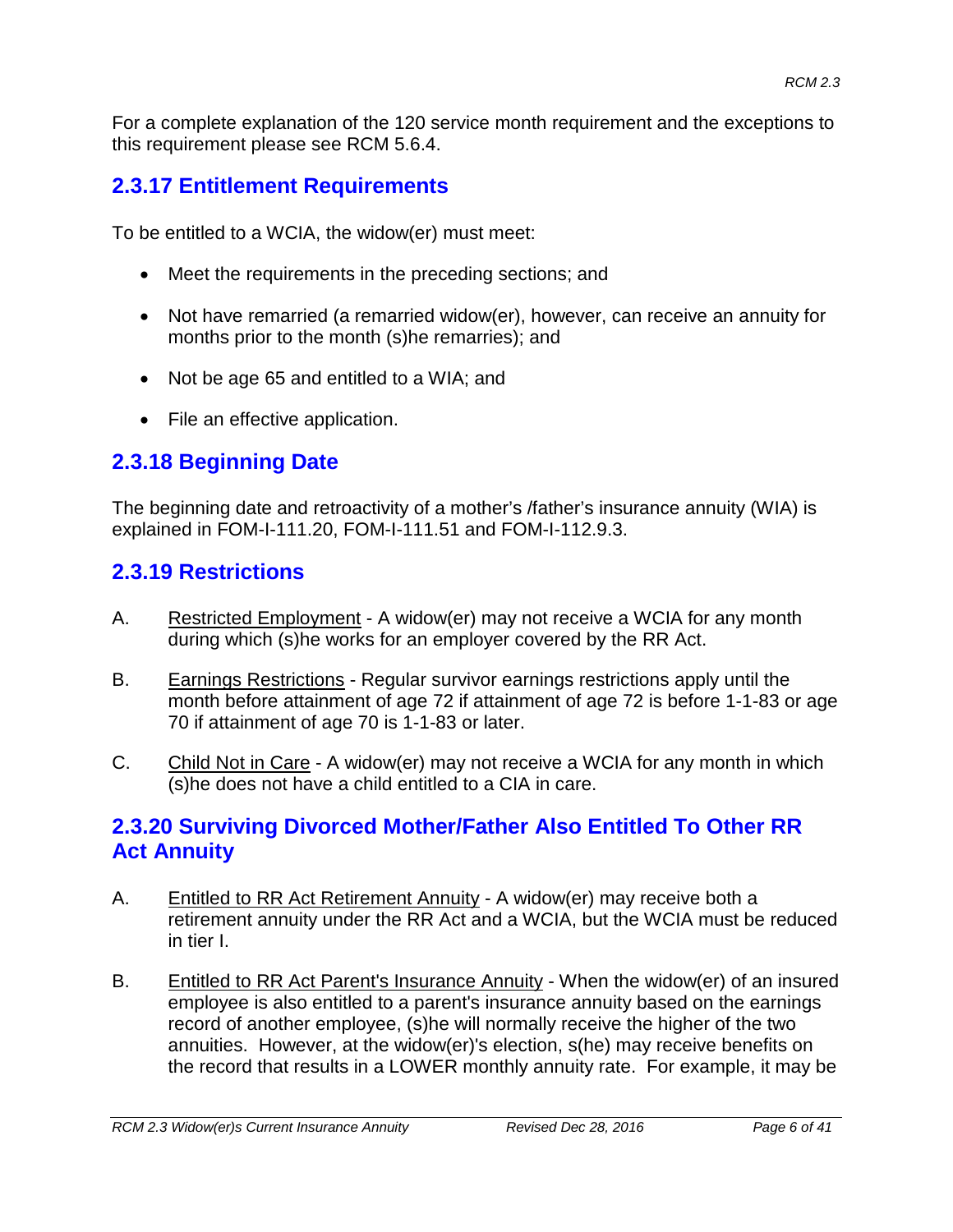For a complete explanation of the 120 service month requirement and the exceptions to this requirement please see RCM 5.6.4.

## 2.3.17 Entitlement Requirements

To be entitled to a WCIA, the widow(er) must meet:

- Meet the requirements in the preceding sections; and
- Not have remarried (a remarried widow(er), however, can receive an annuity for months prior to the month (s)he remarries); and
- Not be age 65 and entitled to a WIA; and
- File an effective application.

## 2.3.18 Beginning Date

The beginning date and retroactivity of a mother's /father's insurance annuity (WIA) is explained in FOM-I-111.20, FOM-I-111.51 and FOM-I-112.9.3.

## 2.3.19 Restrictions

A. Restricted Employment - A widow(er) may not receive a WCIA for any month during which (s)he works for an employer covered by the RR Act.

B. Earnings Restrictions - Regular survivor earnings restrictions apply until the month before attainment of age 72 if attainment of age 72 is before 1-1-83 or age 70 if attainment of age 70 is 1-1-83 or later.

C. Child Not in Care - A widow(er) may not receive a WCIA for any month in which (s)he does not have a child entitled to a CIA in care.

## 2.3.20 Surviving Divorced Mother/Father Also Entitled To Other RR Act Annuity

A. Entitled to RR Act Retirement Annuity - A widow(er) may receive both a retirement annuity under the RR Act and a WCIA, but the WCIA must be reduced in tier I.

B. Entitled to RR Act Parent's Insurance Annuity - When the widow(er) of an insured employee is also entitled to a parent's insurance annuity based on the earnings record of another employee, (s)he will normally receive the higher of the two annuities. However, at the widow(er)'s election, s(he) may receive benefits on the record that results in a LOWER monthly annuity rate. For example, it may be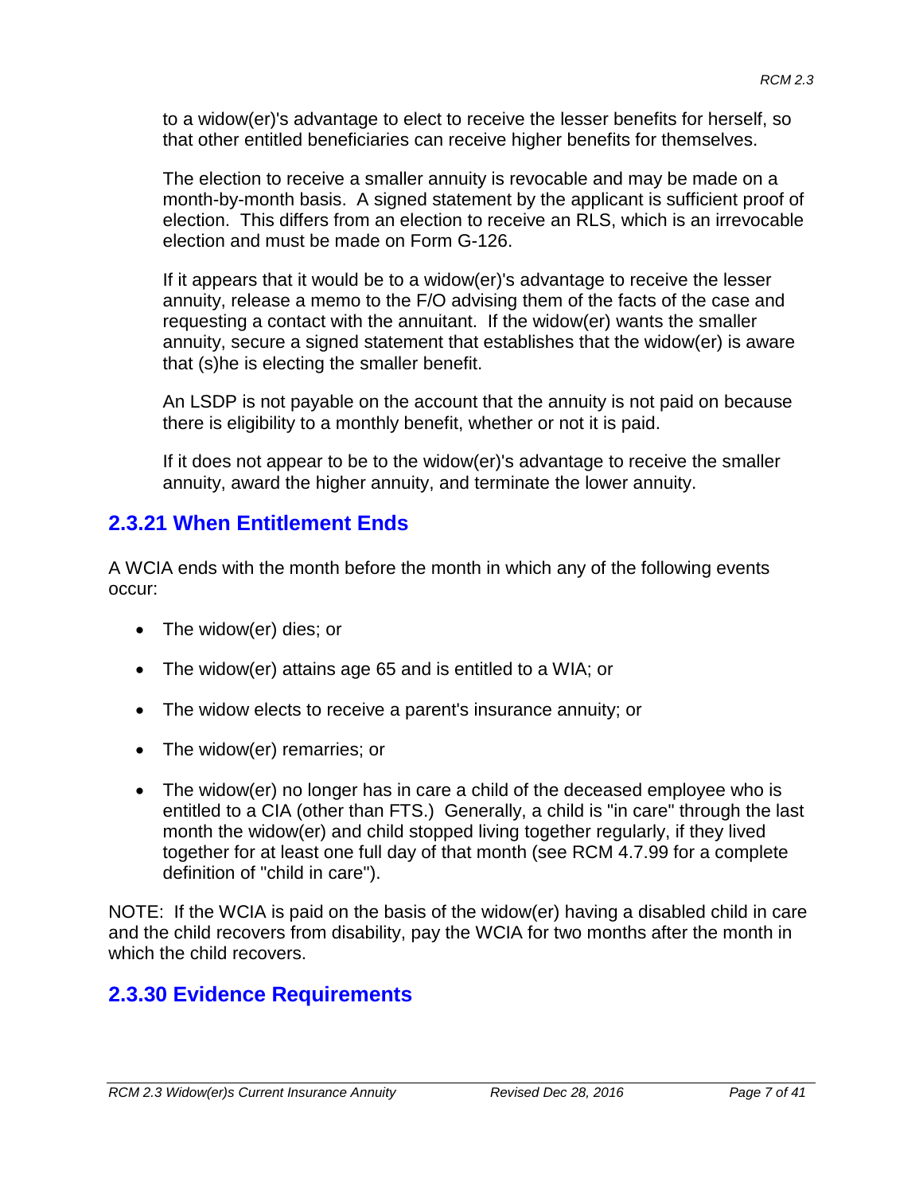to a widow(er)'s advantage to elect to receive the lesser benefits for herself, so that other entitled beneficiaries can receive higher benefits for themselves.

The election to receive a smaller annuity is revocable and may be made on a month-by-month basis. A signed statement by the applicant is sufficient proof of election. This differs from an election to receive an RLS, which is an irrevocable election and must be made on Form G-126.

If it appears that it would be to a widow(er)'s advantage to receive the lesser annuity, release a memo to the F/O advising them of the facts of the case and requesting a contact with the annuitant. If the widow(er) wants the smaller annuity, secure a signed statement that establishes that the widow(er) is aware that (s)he is electing the smaller benefit.

An LSDP is not payable on the account that the annuity is not paid on because there is eligibility to a monthly benefit, whether or not it is paid.

If it does not appear to be to the widow(er)'s advantage to receive the smaller annuity, award the higher annuity, and terminate the lower annuity.

## 2.3.21 When Entitlement Ends

A WCIA ends with the month before the month in which any of the following events occur:

- The widow(er) dies; or
- The widow(er) attains age 65 and is entitled to a WIA; or
- The widow elects to receive a parent's insurance annuity; or
- The widow(er) remarries; or
- The widow(er) no longer has in care a child of the deceased employee who is entitled to a CIA (other than FTS.) Generally, a child is "in care" through the last month the widow(er) and child stopped living together regularly, if they lived together for at least one full day of that month (see RCM 4.7.99 for a complete definition of "child in care").

NOTE: If the WCIA is paid on the basis of the widow(er) having a disabled child in care and the child recovers from disability, pay the WCIA for two months after the month in which the child recovers.

## 2.3.30 Evidence Requirements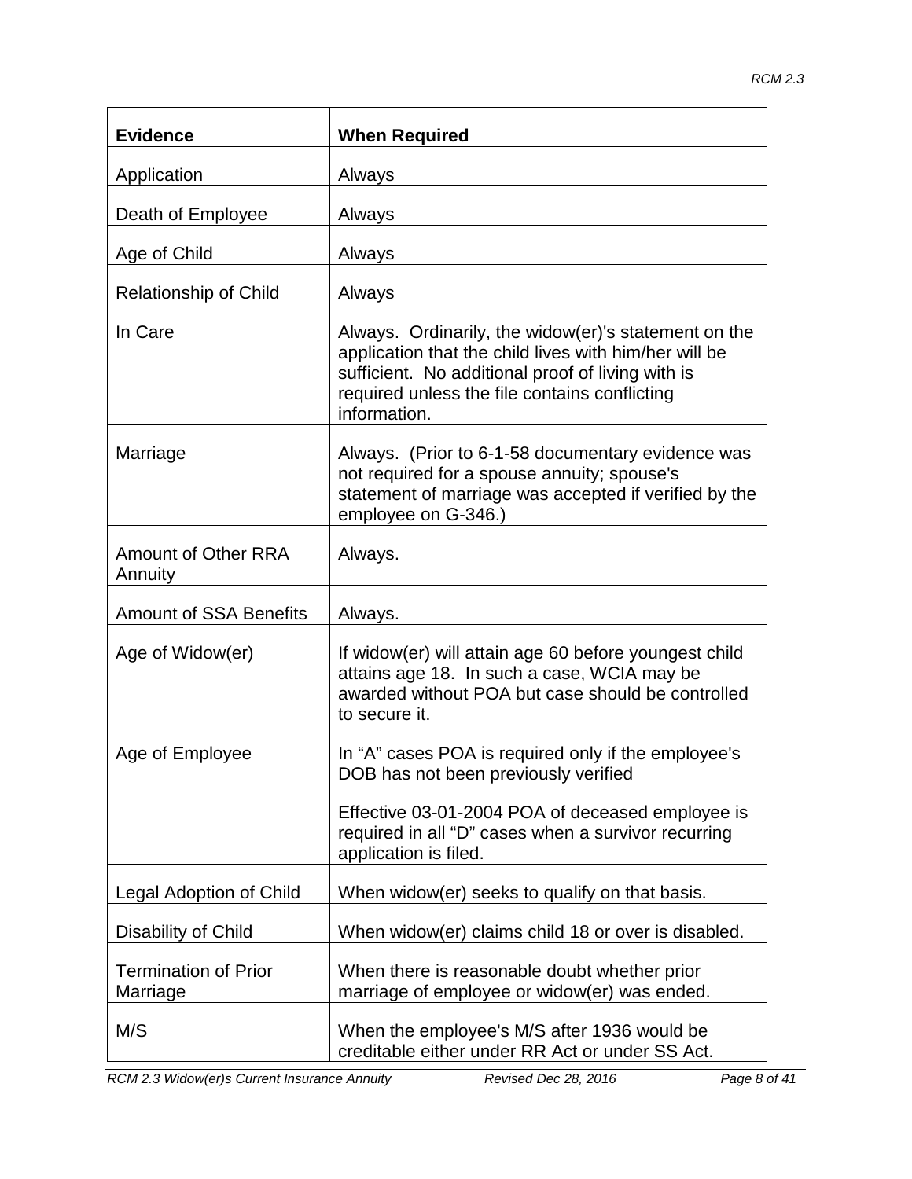| Evidence | When Required |
|---|---|
| Application | Always |
| Death of Employee | Always |
| Age of Child | Always |
| Relationship of Child | Always |
| In Care | Always. Ordinarily, the widow(er)'s statement on the application that the child lives with him/her will be sufficient. No additional proof of living with is required unless the file contains conflicting information. |
| Marriage | Always. (Prior to 6-1-58 documentary evidence was not required for a spouse annuity; spouse's statement of marriage was accepted if verified by the employee on G-346.) |
| Amount of Other RRA Annuity | Always. |
| Amount of SSA Benefits | Always. |
| Age of Widow(er) | If widow(er) will attain age 60 before youngest child attains age 18. In such a case, WCIA may be awarded without POA but case should be controlled to secure it. |
| Age of Employee | In "A" cases POA is required only if the employee's DOB has not been previously verified<br><br>Effective 03-01-2004 POA of deceased employee is required in all "D" cases when a survivor recurring application is filed. |
| Legal Adoption of Child | When widow(er) seeks to qualify on that basis. |
| Disability of Child | When widow(er) claims child 18 or over is disabled. |
| Termination of Prior Marriage | When there is reasonable doubt whether prior marriage of employee or widow(er) was ended. |
| M/S | When the employee's M/S after 1936 would be creditable either under RR Act or under SS Act. |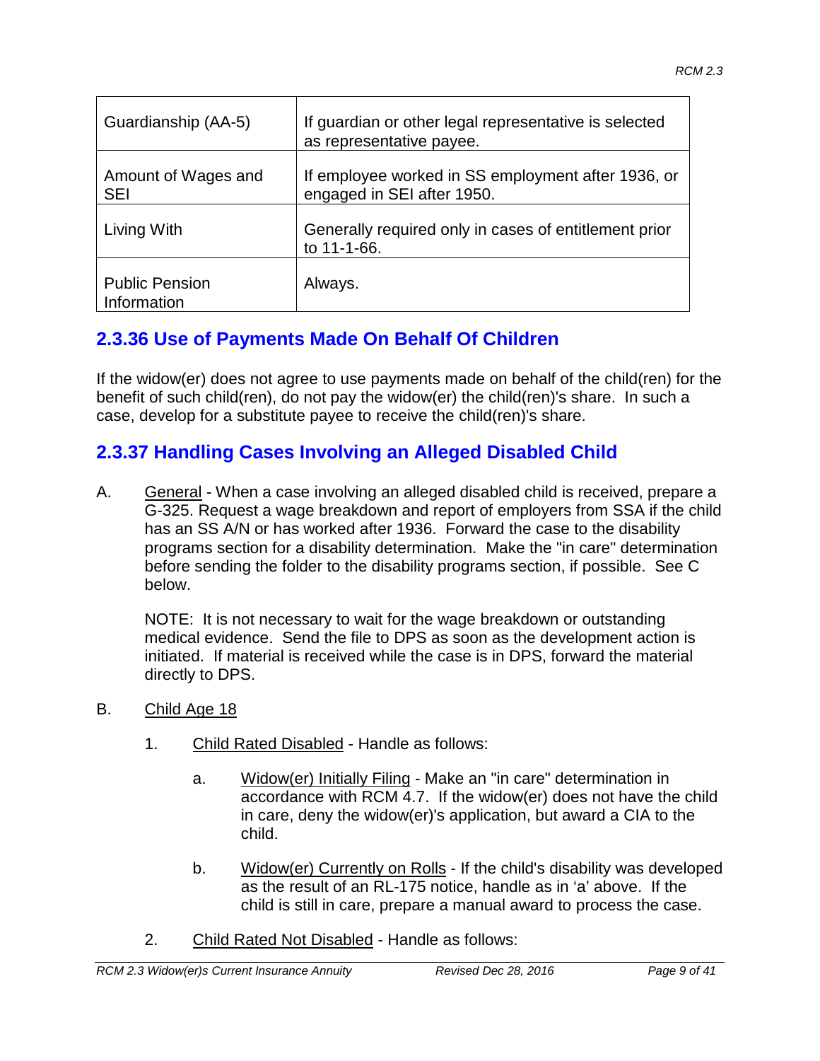| Guardianship (AA-5) | If guardian or other legal representative is selected as representative payee. |
|---|---|
| Amount of Wages and SEI | If employee worked in SS employment after 1936, or engaged in SEI after 1950. |
| Living With | Generally required only in cases of entitlement prior to 11-1-66. |
| Public Pension Information | Always. |

## 2.3.36 Use of Payments Made On Behalf Of Children

If the widow(er) does not agree to use payments made on behalf of the child(ren) for the benefit of such child(ren), do not pay the widow(er) the child(ren)'s share. In such a case, develop for a substitute payee to receive the child(ren)'s share.

## 2.3.37 Handling Cases Involving an Alleged Disabled Child

A. General - When a case involving an alleged disabled child is received, prepare a G-325. Request a wage breakdown and report of employers from SSA if the child has an SS A/N or has worked after 1936. Forward the case to the disability programs section for a disability determination. Make the "in care" determination before sending the folder to the disability programs section, if possible. See C below.

   NOTE: It is not necessary to wait for the wage breakdown or outstanding medical evidence. Send the file to DPS as soon as the development action is initiated. If material is received while the case is in DPS, forward the material directly to DPS.

B. Child Age 18

   1. Child Rated Disabled - Handle as follows:

      a. Widow(er) Initially Filing - Make an "in care" determination in accordance with RCM 4.7. If the widow(er) does not have the child in care, deny the widow(er)'s application, but award a CIA to the child.

      b. Widow(er) Currently on Rolls - If the child's disability was developed as the result of an RL-175 notice, handle as in 'a' above. If the child is still in care, prepare a manual award to process the case.

   2. Child Rated Not Disabled - Handle as follows: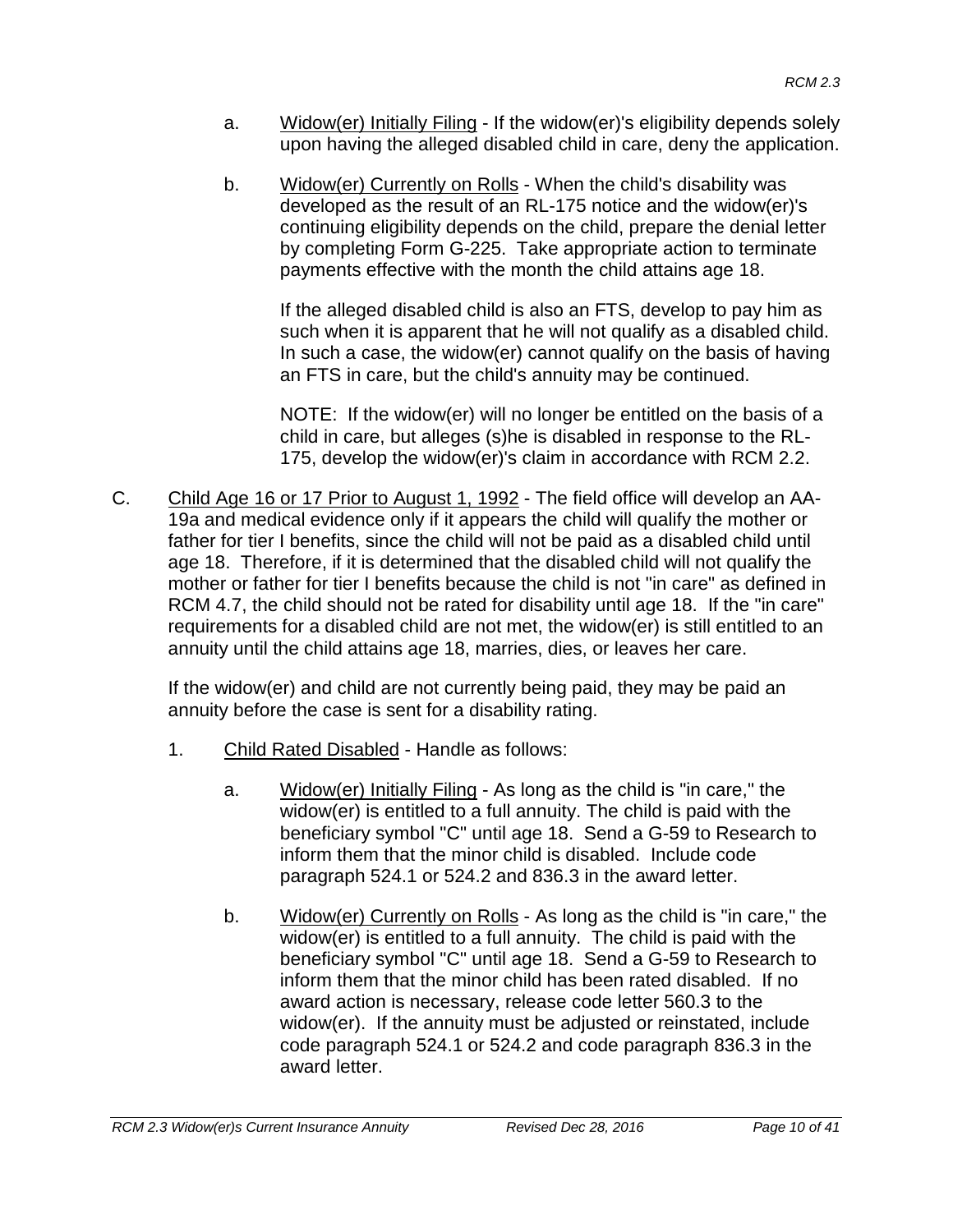a. Widow(er) Initially Filing - If the widow(er)'s eligibility depends solely upon having the alleged disabled child in care, deny the application.

b. Widow(er) Currently on Rolls - When the child's disability was developed as the result of an RL-175 notice and the widow(er)'s continuing eligibility depends on the child, prepare the denial letter by completing Form G-225. Take appropriate action to terminate payments effective with the month the child attains age 18.

   If the alleged disabled child is also an FTS, develop to pay him as such when it is apparent that he will not qualify as a disabled child. In such a case, the widow(er) cannot qualify on the basis of having an FTS in care, but the child's annuity may be continued.

   NOTE: If the widow(er) will no longer be entitled on the basis of a child in care, but alleges (s)he is disabled in response to the RL-175, develop the widow(er)'s claim in accordance with RCM 2.2.

C. Child Age 16 or 17 Prior to August 1, 1992 - The field office will develop an AA-19a and medical evidence only if it appears the child will qualify the mother or father for tier I benefits, since the child will not be paid as a disabled child until age 18. Therefore, if it is determined that the disabled child will not qualify the mother or father for tier I benefits because the child is not "in care" as defined in RCM 4.7, the child should not be rated for disability until age 18. If the "in care" requirements for a disabled child are not met, the widow(er) is still entitled to an annuity until the child attains age 18, marries, dies, or leaves her care.

   If the widow(er) and child are not currently being paid, they may be paid an annuity before the case is sent for a disability rating.

   1. Child Rated Disabled - Handle as follows:

      a. Widow(er) Initially Filing - As long as the child is "in care," the widow(er) is entitled to a full annuity. The child is paid with the beneficiary symbol "C" until age 18. Send a G-59 to Research to inform them that the minor child is disabled. Include code paragraph 524.1 or 524.2 and 836.3 in the award letter.

      b. Widow(er) Currently on Rolls - As long as the child is "in care," the widow(er) is entitled to a full annuity. The child is paid with the beneficiary symbol "C" until age 18. Send a G-59 to Research to inform them that the minor child has been rated disabled. If no award action is necessary, release code letter 560.3 to the widow(er). If the annuity must be adjusted or reinstated, include code paragraph 524.1 or 524.2 and code paragraph 836.3 in the award letter.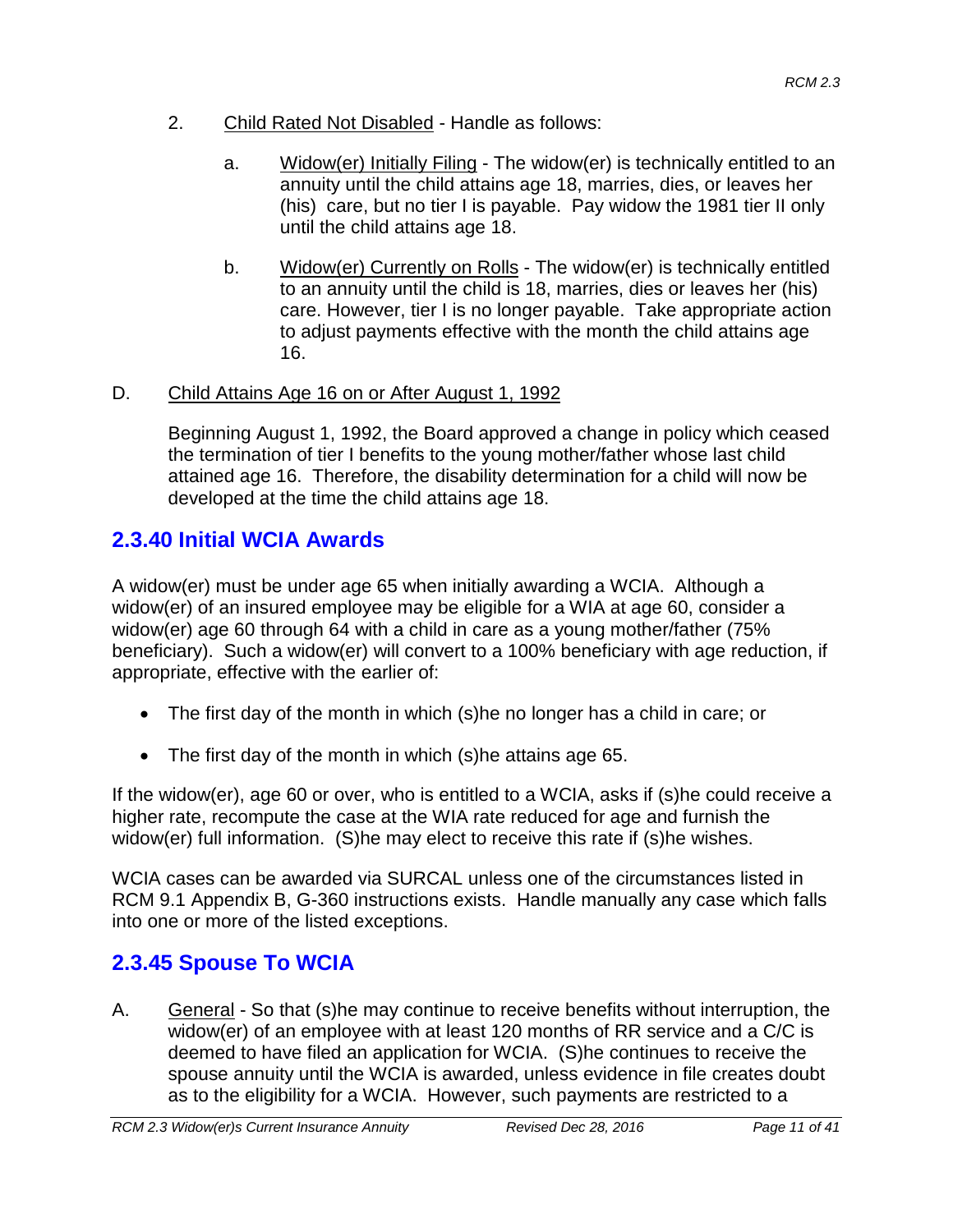2. Child Rated Not Disabled - Handle as follows:

   a. Widow(er) Initially Filing - The widow(er) is technically entitled to an annuity until the child attains age 18, marries, dies, or leaves her (his) care, but no tier I is payable. Pay widow the 1981 tier II only until the child attains age 18.

   b. Widow(er) Currently on Rolls - The widow(er) is technically entitled to an annuity until the child is 18, marries, dies or leaves her (his) care. However, tier I is no longer payable. Take appropriate action to adjust payments effective with the month the child attains age 16.

D. Child Attains Age 16 on or After August 1, 1992

Beginning August 1, 1992, the Board approved a change in policy which ceased the termination of tier I benefits to the young mother/father whose last child attained age 16. Therefore, the disability determination for a child will now be developed at the time the child attains age 18.

## 2.3.40 Initial WCIA Awards

A widow(er) must be under age 65 when initially awarding a WCIA. Although a widow(er) of an insured employee may be eligible for a WIA at age 60, consider a widow(er) age 60 through 64 with a child in care as a young mother/father (75% beneficiary). Such a widow(er) will convert to a 100% beneficiary with age reduction, if appropriate, effective with the earlier of:

- The first day of the month in which (s)he no longer has a child in care; or
- The first day of the month in which (s)he attains age 65.

If the widow(er), age 60 or over, who is entitled to a WCIA, asks if (s)he could receive a higher rate, recompute the case at the WIA rate reduced for age and furnish the widow(er) full information. (S)he may elect to receive this rate if (s)he wishes.

WCIA cases can be awarded via SURCAL unless one of the circumstances listed in RCM 9.1 Appendix B, G-360 instructions exists. Handle manually any case which falls into one or more of the listed exceptions.

## 2.3.45 Spouse To WCIA

A. General - So that (s)he may continue to receive benefits without interruption, the widow(er) of an employee with at least 120 months of RR service and a C/C is deemed to have filed an application for WCIA. (S)he continues to receive the spouse annuity until the WCIA is awarded, unless evidence in file creates doubt as to the eligibility for a WCIA. However, such payments are restricted to a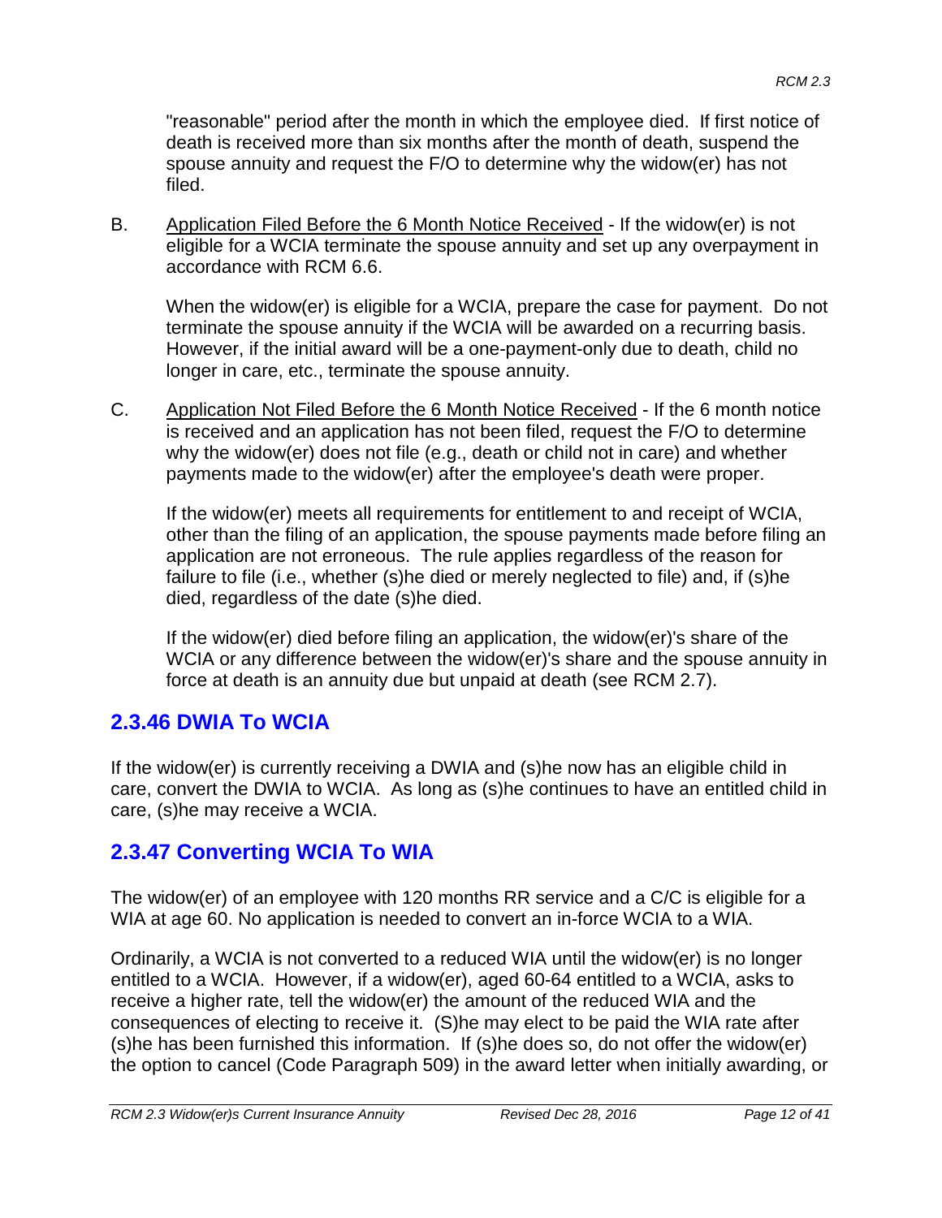"reasonable" period after the month in which the employee died. If first notice of death is received more than six months after the month of death, suspend the spouse annuity and request the F/O to determine why the widow(er) has not filed.

B. Application Filed Before the 6 Month Notice Received - If the widow(er) is not eligible for a WCIA terminate the spouse annuity and set up any overpayment in accordance with RCM 6.6.

   When the widow(er) is eligible for a WCIA, prepare the case for payment. Do not terminate the spouse annuity if the WCIA will be awarded on a recurring basis. However, if the initial award will be a one-payment-only due to death, child no longer in care, etc., terminate the spouse annuity.

C. Application Not Filed Before the 6 Month Notice Received - If the 6 month notice is received and an application has not been filed, request the F/O to determine why the widow(er) does not file (e.g., death or child not in care) and whether payments made to the widow(er) after the employee's death were proper.

   If the widow(er) meets all requirements for entitlement to and receipt of WCIA, other than the filing of an application, the spouse payments made before filing an application are not erroneous. The rule applies regardless of the reason for failure to file (i.e., whether (s)he died or merely neglected to file) and, if (s)he died, regardless of the date (s)he died.

   If the widow(er) died before filing an application, the widow(er)'s share of the WCIA or any difference between the widow(er)'s share and the spouse annuity in force at death is an annuity due but unpaid at death (see RCM 2.7).

## 2.3.46 DWIA To WCIA

If the widow(er) is currently receiving a DWIA and (s)he now has an eligible child in care, convert the DWIA to WCIA. As long as (s)he continues to have an entitled child in care, (s)he may receive a WCIA.

## 2.3.47 Converting WCIA To WIA

The widow(er) of an employee with 120 months RR service and a C/C is eligible for a WIA at age 60. No application is needed to convert an in-force WCIA to a WIA.

Ordinarily, a WCIA is not converted to a reduced WIA until the widow(er) is no longer entitled to a WCIA. However, if a widow(er), aged 60-64 entitled to a WCIA, asks to receive a higher rate, tell the widow(er) the amount of the reduced WIA and the consequences of electing to receive it. (S)he may elect to be paid the WIA rate after (s)he has been furnished this information. If (s)he does so, do not offer the widow(er) the option to cancel (Code Paragraph 509) in the award letter when initially awarding, or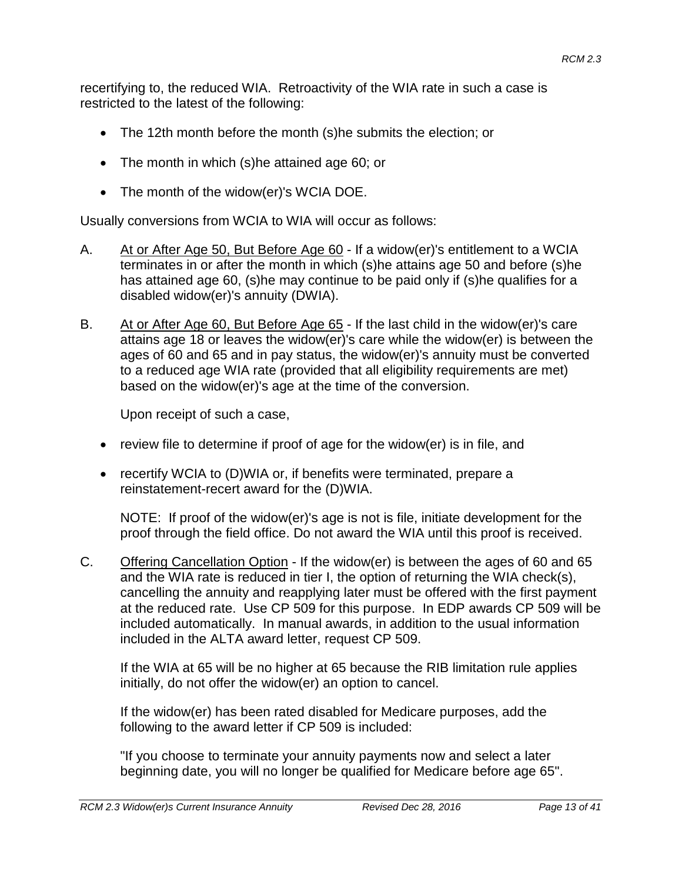recertifying to, the reduced WIA. Retroactivity of the WIA rate in such a case is restricted to the latest of the following:

- The 12th month before the month (s)he submits the election; or
- The month in which (s)he attained age 60; or
- The month of the widow(er)'s WCIA DOE.

Usually conversions from WCIA to WIA will occur as follows:

A. <u>At or After Age 50, But Before Age 60</u> - If a widow(er)'s entitlement to a WCIA terminates in or after the month in which (s)he attains age 50 and before (s)he has attained age 60, (s)he may continue to be paid only if (s)he qualifies for a disabled widow(er)'s annuity (DWIA).

B. <u>At or After Age 60, But Before Age 65</u> - If the last child in the widow(er)'s care attains age 18 or leaves the widow(er)'s care while the widow(er) is between the ages of 60 and 65 and in pay status, the widow(er)'s annuity must be converted to a reduced age WIA rate (provided that all eligibility requirements are met) based on the widow(er)'s age at the time of the conversion.

   Upon receipt of such a case,

   - review file to determine if proof of age for the widow(er) is in file, and
   - recertify WCIA to (D)WIA or, if benefits were terminated, prepare a reinstatement-recert award for the (D)WIA.

   NOTE: If proof of the widow(er)'s age is not is file, initiate development for the proof through the field office. Do not award the WIA until this proof is received.

C. <u>Offering Cancellation Option</u> - If the widow(er) is between the ages of 60 and 65 and the WIA rate is reduced in tier I, the option of returning the WIA check(s), cancelling the annuity and reapplying later must be offered with the first payment at the reduced rate. Use CP 509 for this purpose. In EDP awards CP 509 will be included automatically. In manual awards, in addition to the usual information included in the ALTA award letter, request CP 509.

   If the WIA at 65 will be no higher at 65 because the RIB limitation rule applies initially, do not offer the widow(er) an option to cancel.

   If the widow(er) has been rated disabled for Medicare purposes, add the following to the award letter if CP 509 is included:

   "If you choose to terminate your annuity payments now and select a later beginning date, you will no longer be qualified for Medicare before age 65".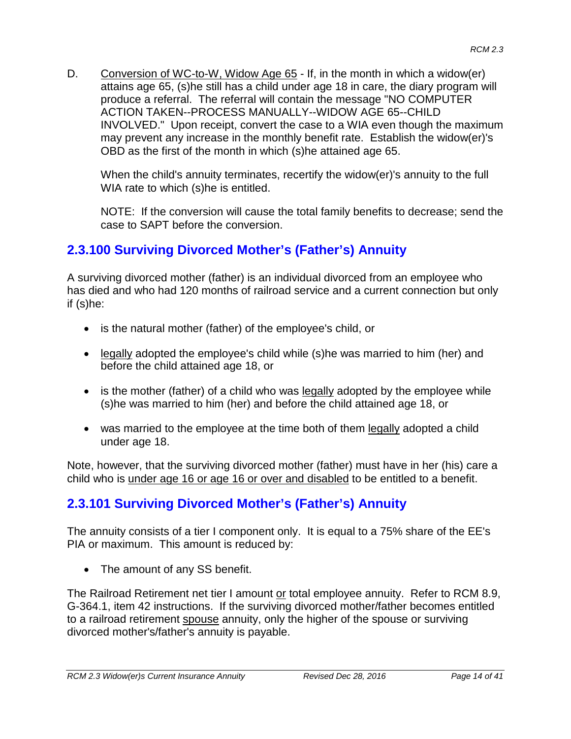D. Conversion of WC-to-W, Widow Age 65 - If, in the month in which a widow(er) attains age 65, (s)he still has a child under age 18 in care, the diary program will produce a referral. The referral will contain the message "NO COMPUTER ACTION TAKEN--PROCESS MANUALLY--WIDOW AGE 65--CHILD INVOLVED." Upon receipt, convert the case to a WIA even though the maximum may prevent any increase in the monthly benefit rate. Establish the widow(er)'s OBD as the first of the month in which (s)he attained age 65.

   When the child's annuity terminates, recertify the widow(er)'s annuity to the full WIA rate to which (s)he is entitled.

   NOTE: If the conversion will cause the total family benefits to decrease; send the case to SAPT before the conversion.

## 2.3.100 Surviving Divorced Mother's (Father's) Annuity

A surviving divorced mother (father) is an individual divorced from an employee who has died and who had 120 months of railroad service and a current connection but only if (s)he:

- is the natural mother (father) of the employee's child, or
- legally adopted the employee's child while (s)he was married to him (her) and before the child attained age 18, or
- is the mother (father) of a child who was legally adopted by the employee while (s)he was married to him (her) and before the child attained age 18, or
- was married to the employee at the time both of them legally adopted a child under age 18.

Note, however, that the surviving divorced mother (father) must have in her (his) care a child who is under age 16 or age 16 or over and disabled to be entitled to a benefit.

## 2.3.101 Surviving Divorced Mother's (Father's) Annuity

The annuity consists of a tier I component only. It is equal to a 75% share of the EE's PIA or maximum. This amount is reduced by:

- The amount of any SS benefit.

The Railroad Retirement net tier I amount or total employee annuity. Refer to RCM 8.9, G-364.1, item 42 instructions. If the surviving divorced mother/father becomes entitled to a railroad retirement spouse annuity, only the higher of the spouse or surviving divorced mother's/father's annuity is payable.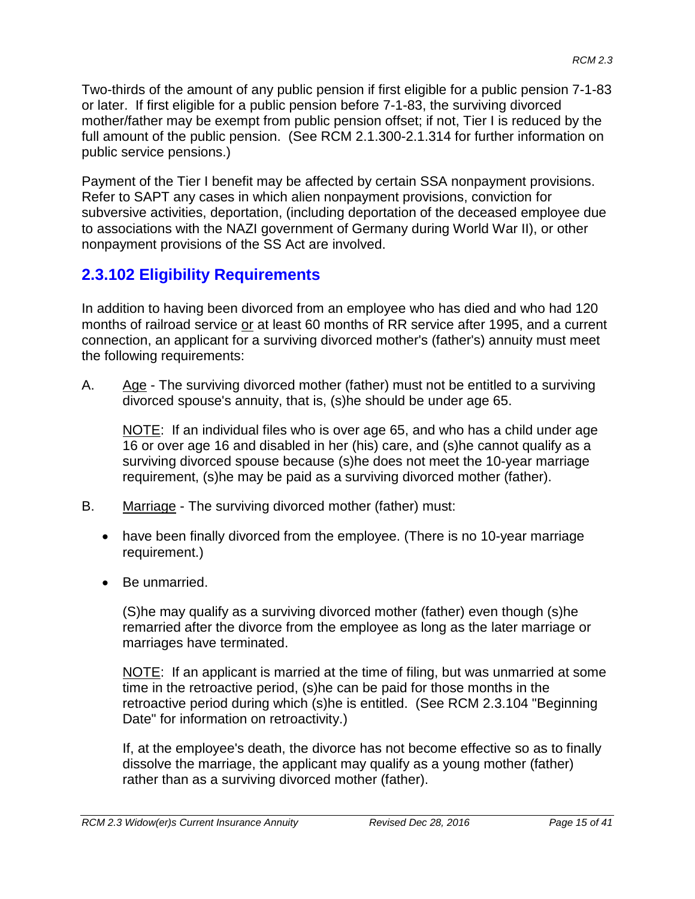Two-thirds of the amount of any public pension if first eligible for a public pension 7-1-83 or later. If first eligible for a public pension before 7-1-83, the surviving divorced mother/father may be exempt from public pension offset; if not, Tier I is reduced by the full amount of the public pension. (See RCM 2.1.300-2.1.314 for further information on public service pensions.)

Payment of the Tier I benefit may be affected by certain SSA nonpayment provisions. Refer to SAPT any cases in which alien nonpayment provisions, conviction for subversive activities, deportation, (including deportation of the deceased employee due to associations with the NAZI government of Germany during World War II), or other nonpayment provisions of the SS Act are involved.

## 2.3.102 Eligibility Requirements

In addition to having been divorced from an employee who has died and who had 120 months of railroad service or at least 60 months of RR service after 1995, and a current connection, an applicant for a surviving divorced mother's (father's) annuity must meet the following requirements:

A. Age - The surviving divorced mother (father) must not be entitled to a surviving divorced spouse's annuity, that is, (s)he should be under age 65.

   NOTE: If an individual files who is over age 65, and who has a child under age 16 or over age 16 and disabled in her (his) care, and (s)he cannot qualify as a surviving divorced spouse because (s)he does not meet the 10-year marriage requirement, (s)he may be paid as a surviving divorced mother (father).

B. Marriage - The surviving divorced mother (father) must:

   - have been finally divorced from the employee. (There is no 10-year marriage requirement.)
   - Be unmarried.

   (S)he may qualify as a surviving divorced mother (father) even though (s)he remarried after the divorce from the employee as long as the later marriage or marriages have terminated.

   NOTE: If an applicant is married at the time of filing, but was unmarried at some time in the retroactive period, (s)he can be paid for those months in the retroactive period during which (s)he is entitled. (See RCM 2.3.104 "Beginning Date" for information on retroactivity.)

   If, at the employee's death, the divorce has not become effective so as to finally dissolve the marriage, the applicant may qualify as a young mother (father) rather than as a surviving divorced mother (father).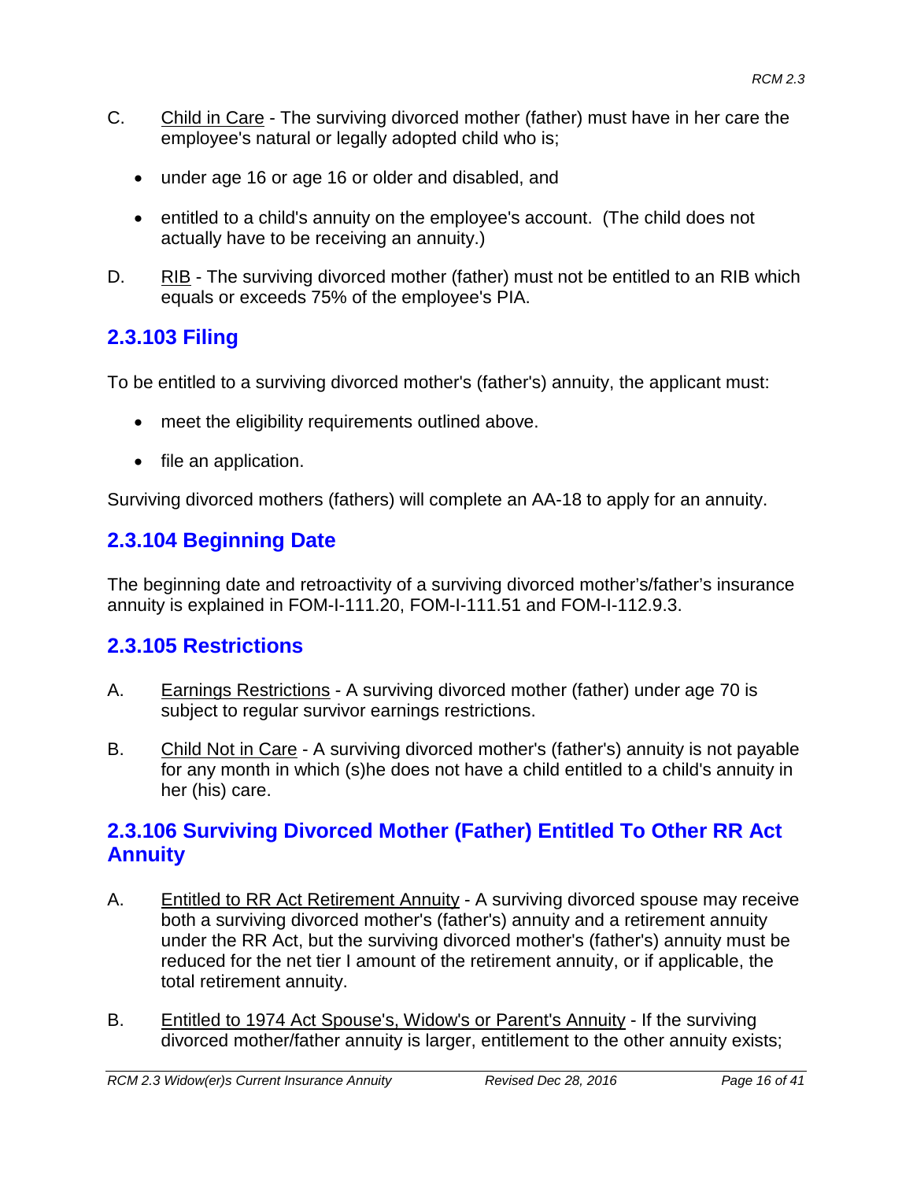C. Child in Care - The surviving divorced mother (father) must have in her care the employee's natural or legally adopted child who is;

- under age 16 or age 16 or older and disabled, and
- entitled to a child's annuity on the employee's account. (The child does not actually have to be receiving an annuity.)

D. RIB - The surviving divorced mother (father) must not be entitled to an RIB which equals or exceeds 75% of the employee's PIA.

## 2.3.103 Filing

To be entitled to a surviving divorced mother's (father's) annuity, the applicant must:

- meet the eligibility requirements outlined above.
- file an application.

Surviving divorced mothers (fathers) will complete an AA-18 to apply for an annuity.

## 2.3.104 Beginning Date

The beginning date and retroactivity of a surviving divorced mother's/father's insurance annuity is explained in FOM-I-111.20, FOM-I-111.51 and FOM-I-112.9.3.

## 2.3.105 Restrictions

A. Earnings Restrictions - A surviving divorced mother (father) under age 70 is subject to regular survivor earnings restrictions.

B. Child Not in Care - A surviving divorced mother's (father's) annuity is not payable for any month in which (s)he does not have a child entitled to a child's annuity in her (his) care.

## 2.3.106 Surviving Divorced Mother (Father) Entitled To Other RR Act Annuity

A. Entitled to RR Act Retirement Annuity - A surviving divorced spouse may receive both a surviving divorced mother's (father's) annuity and a retirement annuity under the RR Act, but the surviving divorced mother's (father's) annuity must be reduced for the net tier I amount of the retirement annuity, or if applicable, the total retirement annuity.

B. Entitled to 1974 Act Spouse's, Widow's or Parent's Annuity - If the surviving divorced mother/father annuity is larger, entitlement to the other annuity exists;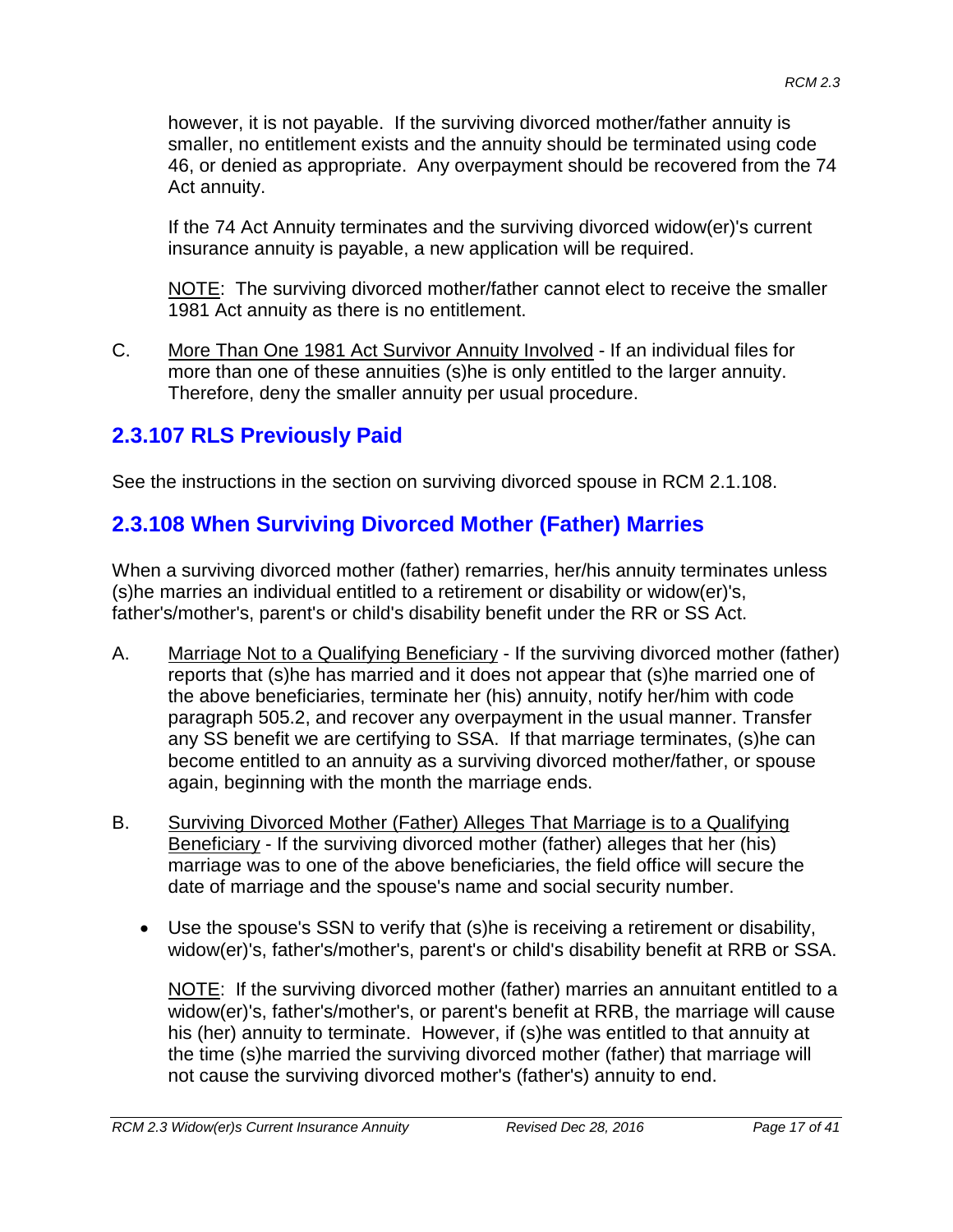however, it is not payable. If the surviving divorced mother/father annuity is smaller, no entitlement exists and the annuity should be terminated using code 46, or denied as appropriate. Any overpayment should be recovered from the 74 Act annuity.

If the 74 Act Annuity terminates and the surviving divorced widow(er)'s current insurance annuity is payable, a new application will be required.

NOTE: The surviving divorced mother/father cannot elect to receive the smaller 1981 Act annuity as there is no entitlement.

C. More Than One 1981 Act Survivor Annuity Involved - If an individual files for more than one of these annuities (s)he is only entitled to the larger annuity. Therefore, deny the smaller annuity per usual procedure.

## 2.3.107 RLS Previously Paid

See the instructions in the section on surviving divorced spouse in RCM 2.1.108.

## 2.3.108 When Surviving Divorced Mother (Father) Marries

When a surviving divorced mother (father) remarries, her/his annuity terminates unless (s)he marries an individual entitled to a retirement or disability or widow(er)'s, father's/mother's, parent's or child's disability benefit under the RR or SS Act.

A. Marriage Not to a Qualifying Beneficiary - If the surviving divorced mother (father) reports that (s)he has married and it does not appear that (s)he married one of the above beneficiaries, terminate her (his) annuity, notify her/him with code paragraph 505.2, and recover any overpayment in the usual manner. Transfer any SS benefit we are certifying to SSA. If that marriage terminates, (s)he can become entitled to an annuity as a surviving divorced mother/father, or spouse again, beginning with the month the marriage ends.

B. Surviving Divorced Mother (Father) Alleges That Marriage is to a Qualifying Beneficiary - If the surviving divorced mother (father) alleges that her (his) marriage was to one of the above beneficiaries, the field office will secure the date of marriage and the spouse's name and social security number.

- Use the spouse's SSN to verify that (s)he is receiving a retirement or disability, widow(er)'s, father's/mother's, parent's or child's disability benefit at RRB or SSA.

  NOTE: If the surviving divorced mother (father) marries an annuitant entitled to a widow(er)'s, father's/mother's, or parent's benefit at RRB, the marriage will cause his (her) annuity to terminate. However, if (s)he was entitled to that annuity at the time (s)he married the surviving divorced mother (father) that marriage will not cause the surviving divorced mother's (father's) annuity to end.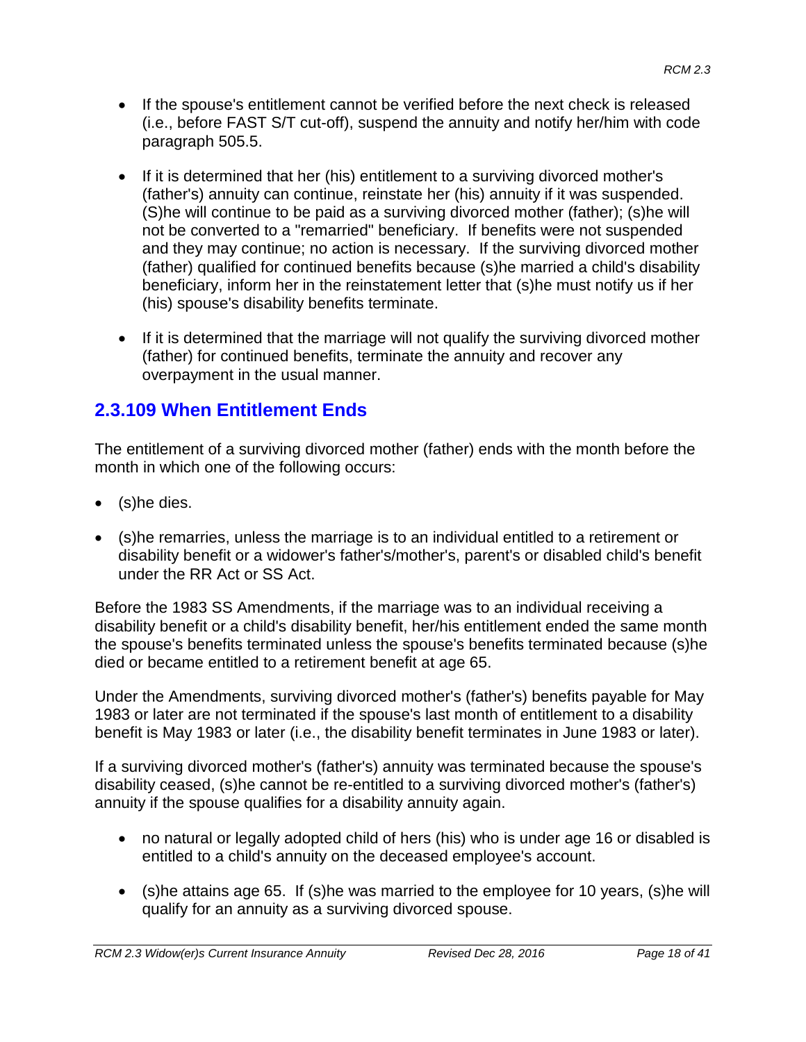- If the spouse's entitlement cannot be verified before the next check is released (i.e., before FAST S/T cut-off), suspend the annuity and notify her/him with code paragraph 505.5.

- If it is determined that her (his) entitlement to a surviving divorced mother's (father's) annuity can continue, reinstate her (his) annuity if it was suspended. (S)he will continue to be paid as a surviving divorced mother (father); (s)he will not be converted to a "remarried" beneficiary. If benefits were not suspended and they may continue; no action is necessary. If the surviving divorced mother (father) qualified for continued benefits because (s)he married a child's disability beneficiary, inform her in the reinstatement letter that (s)he must notify us if her (his) spouse's disability benefits terminate.

- If it is determined that the marriage will not qualify the surviving divorced mother (father) for continued benefits, terminate the annuity and recover any overpayment in the usual manner.

## 2.3.109 When Entitlement Ends

The entitlement of a surviving divorced mother (father) ends with the month before the month in which one of the following occurs:

- (s)he dies.

- (s)he remarries, unless the marriage is to an individual entitled to a retirement or disability benefit or a widower's father's/mother's, parent's or disabled child's benefit under the RR Act or SS Act.

Before the 1983 SS Amendments, if the marriage was to an individual receiving a disability benefit or a child's disability benefit, her/his entitlement ended the same month the spouse's benefits terminated unless the spouse's benefits terminated because (s)he died or became entitled to a retirement benefit at age 65.

Under the Amendments, surviving divorced mother's (father's) benefits payable for May 1983 or later are not terminated if the spouse's last month of entitlement to a disability benefit is May 1983 or later (i.e., the disability benefit terminates in June 1983 or later).

If a surviving divorced mother's (father's) annuity was terminated because the spouse's disability ceased, (s)he cannot be re-entitled to a surviving divorced mother's (father's) annuity if the spouse qualifies for a disability annuity again.

- no natural or legally adopted child of hers (his) who is under age 16 or disabled is entitled to a child's annuity on the deceased employee's account.

- (s)he attains age 65. If (s)he was married to the employee for 10 years, (s)he will qualify for an annuity as a surviving divorced spouse.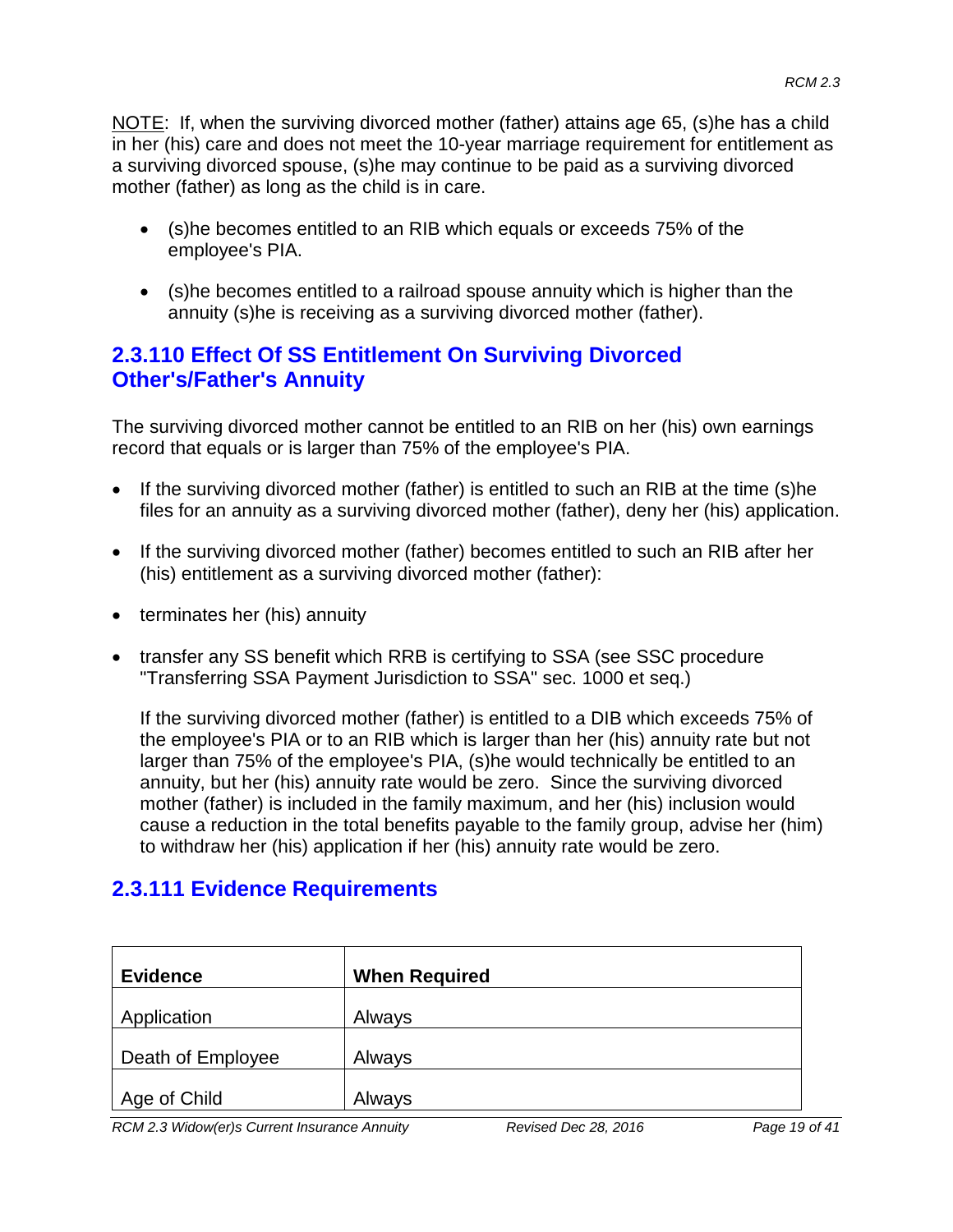NOTE: If, when the surviving divorced mother (father) attains age 65, (s)he has a child in her (his) care and does not meet the 10-year marriage requirement for entitlement as a surviving divorced spouse, (s)he may continue to be paid as a surviving divorced mother (father) as long as the child is in care.

- (s)he becomes entitled to an RIB which equals or exceeds 75% of the employee's PIA.
- (s)he becomes entitled to a railroad spouse annuity which is higher than the annuity (s)he is receiving as a surviving divorced mother (father).

## 2.3.110 Effect Of SS Entitlement On Surviving Divorced Other's/Father's Annuity

The surviving divorced mother cannot be entitled to an RIB on her (his) own earnings record that equals or is larger than 75% of the employee's PIA.

- If the surviving divorced mother (father) is entitled to such an RIB at the time (s)he files for an annuity as a surviving divorced mother (father), deny her (his) application.
- If the surviving divorced mother (father) becomes entitled to such an RIB after her (his) entitlement as a surviving divorced mother (father):
- terminates her (his) annuity
- transfer any SS benefit which RRB is certifying to SSA (see SSC procedure "Transferring SSA Payment Jurisdiction to SSA" sec. 1000 et seq.)

  If the surviving divorced mother (father) is entitled to a DIB which exceeds 75% of the employee's PIA or to an RIB which is larger than her (his) annuity rate but not larger than 75% of the employee's PIA, (s)he would technically be entitled to an annuity, but her (his) annuity rate would be zero. Since the surviving divorced mother (father) is included in the family maximum, and her (his) inclusion would cause a reduction in the total benefits payable to the family group, advise her (him) to withdraw her (his) application if her (his) annuity rate would be zero.

## 2.3.111 Evidence Requirements

| Evidence | When Required |
|---|---|
| Application | Always |
| Death of Employee | Always |
| Age of Child | Always |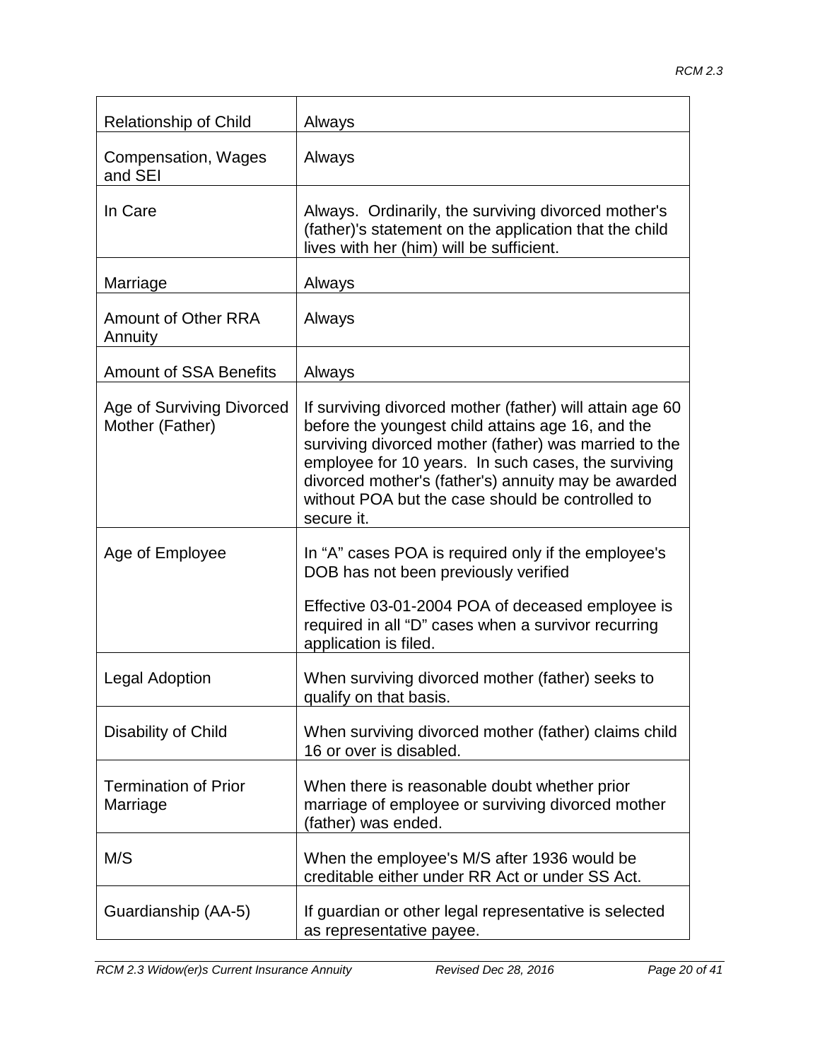| | |
|---|---|
| Relationship of Child | Always |
| Compensation, Wages and SEI | Always |
| In Care | Always. Ordinarily, the surviving divorced mother's (father)'s statement on the application that the child lives with her (him) will be sufficient. |
| Marriage | Always |
| Amount of Other RRA Annuity | Always |
| Amount of SSA Benefits | Always |
| Age of Surviving Divorced Mother (Father) | If surviving divorced mother (father) will attain age 60 before the youngest child attains age 16, and the surviving divorced mother (father) was married to the employee for 10 years. In such cases, the surviving divorced mother's (father's) annuity may be awarded without POA but the case should be controlled to secure it. |
| Age of Employee | In "A" cases POA is required only if the employee's DOB has not been previously verified<br><br>Effective 03-01-2004 POA of deceased employee is required in all "D" cases when a survivor recurring application is filed. |
| Legal Adoption | When surviving divorced mother (father) seeks to qualify on that basis. |
| Disability of Child | When surviving divorced mother (father) claims child 16 or over is disabled. |
| Termination of Prior Marriage | When there is reasonable doubt whether prior marriage of employee or surviving divorced mother (father) was ended. |
| M/S | When the employee's M/S after 1936 would be creditable either under RR Act or under SS Act. |
| Guardianship (AA-5) | If guardian or other legal representative is selected as representative payee. |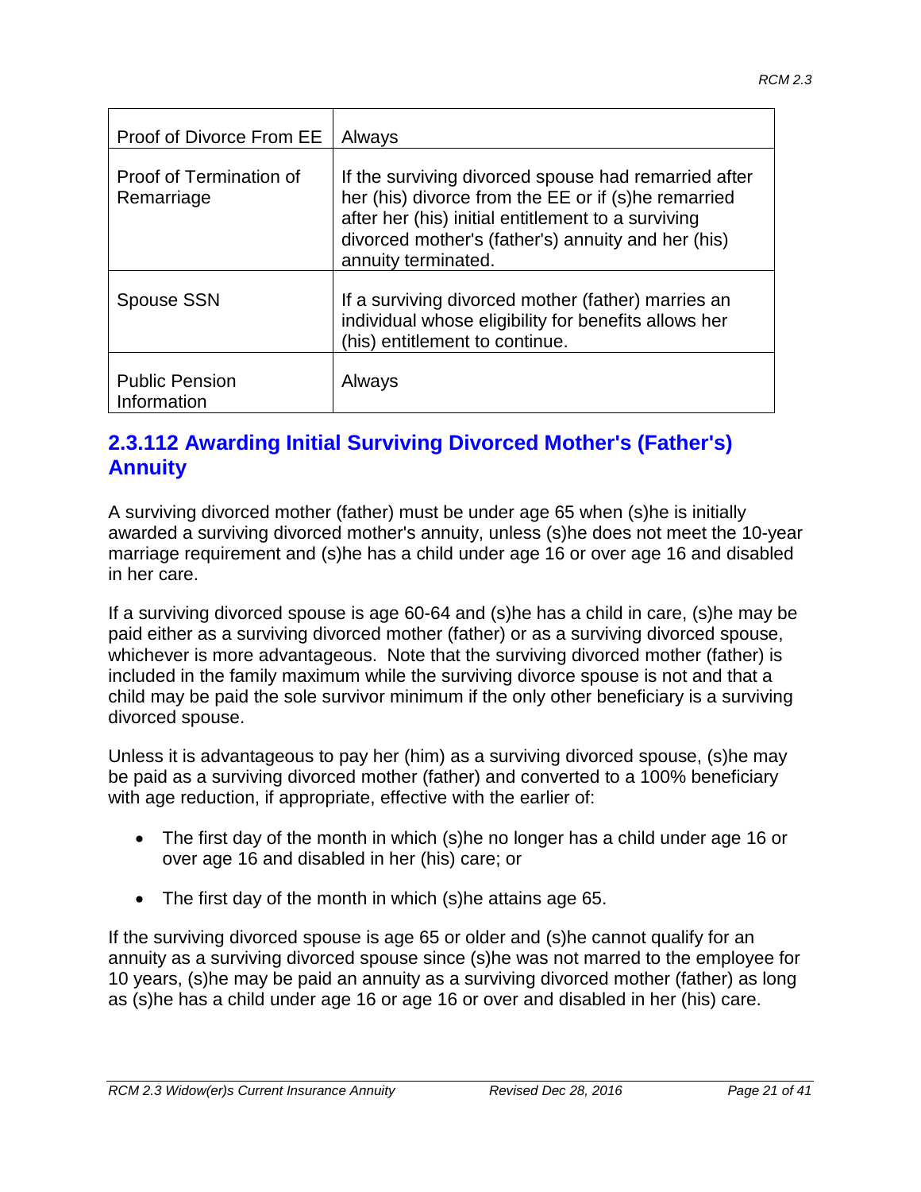| Proof of Divorce From EE | Always |
|---|---|
| Proof of Termination of Remarriage | If the surviving divorced spouse had remarried after her (his) divorce from the EE or if (s)he remarried after her (his) initial entitlement to a surviving divorced mother's (father's) annuity and her (his) annuity terminated. |
| Spouse SSN | If a surviving divorced mother (father) marries an individual whose eligibility for benefits allows her (his) entitlement to continue. |
| Public Pension Information | Always |

## 2.3.112 Awarding Initial Surviving Divorced Mother's (Father's) Annuity

A surviving divorced mother (father) must be under age 65 when (s)he is initially awarded a surviving divorced mother's annuity, unless (s)he does not meet the 10-year marriage requirement and (s)he has a child under age 16 or over age 16 and disabled in her care.

If a surviving divorced spouse is age 60-64 and (s)he has a child in care, (s)he may be paid either as a surviving divorced mother (father) or as a surviving divorced spouse, whichever is more advantageous. Note that the surviving divorced mother (father) is included in the family maximum while the surviving divorce spouse is not and that a child may be paid the sole survivor minimum if the only other beneficiary is a surviving divorced spouse.

Unless it is advantageous to pay her (him) as a surviving divorced spouse, (s)he may be paid as a surviving divorced mother (father) and converted to a 100% beneficiary with age reduction, if appropriate, effective with the earlier of:

- The first day of the month in which (s)he no longer has a child under age 16 or over age 16 and disabled in her (his) care; or
- The first day of the month in which (s)he attains age 65.

If the surviving divorced spouse is age 65 or older and (s)he cannot qualify for an annuity as a surviving divorced spouse since (s)he was not marred to the employee for 10 years, (s)he may be paid an annuity as a surviving divorced mother (father) as long as (s)he has a child under age 16 or age 16 or over and disabled in her (his) care.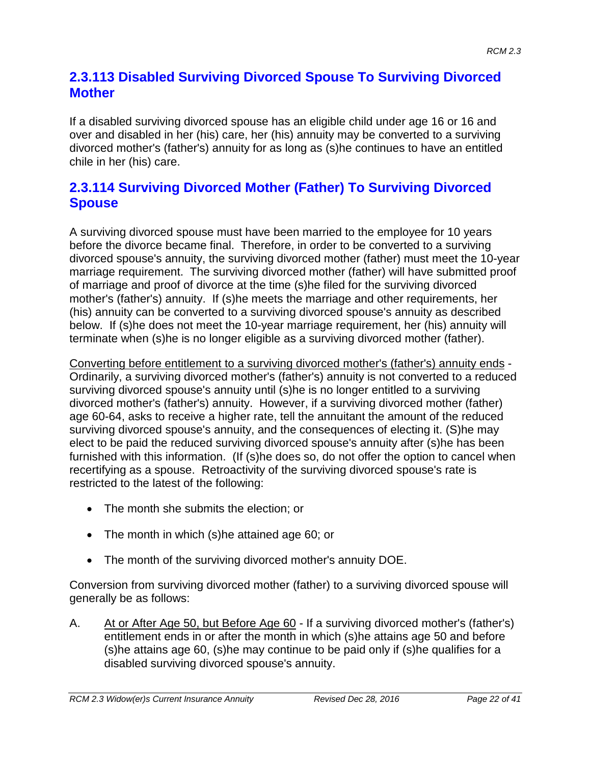## 2.3.113 Disabled Surviving Divorced Spouse To Surviving Divorced Mother

If a disabled surviving divorced spouse has an eligible child under age 16 or 16 and over and disabled in her (his) care, her (his) annuity may be converted to a surviving divorced mother's (father's) annuity for as long as (s)he continues to have an entitled chile in her (his) care.

## 2.3.114 Surviving Divorced Mother (Father) To Surviving Divorced Spouse

A surviving divorced spouse must have been married to the employee for 10 years before the divorce became final. Therefore, in order to be converted to a surviving divorced spouse's annuity, the surviving divorced mother (father) must meet the 10-year marriage requirement. The surviving divorced mother (father) will have submitted proof of marriage and proof of divorce at the time (s)he filed for the surviving divorced mother's (father's) annuity. If (s)he meets the marriage and other requirements, her (his) annuity can be converted to a surviving divorced spouse's annuity as described below. If (s)he does not meet the 10-year marriage requirement, her (his) annuity will terminate when (s)he is no longer eligible as a surviving divorced mother (father).

Converting before entitlement to a surviving divorced mother's (father's) annuity ends - Ordinarily, a surviving divorced mother's (father's) annuity is not converted to a reduced surviving divorced spouse's annuity until (s)he is no longer entitled to a surviving divorced mother's (father's) annuity. However, if a surviving divorced mother (father) age 60-64, asks to receive a higher rate, tell the annuitant the amount of the reduced surviving divorced spouse's annuity, and the consequences of electing it. (S)he may elect to be paid the reduced surviving divorced spouse's annuity after (s)he has been furnished with this information. (If (s)he does so, do not offer the option to cancel when recertifying as a spouse. Retroactivity of the surviving divorced spouse's rate is restricted to the latest of the following:

- The month she submits the election; or
- The month in which (s)he attained age 60; or
- The month of the surviving divorced mother's annuity DOE.

Conversion from surviving divorced mother (father) to a surviving divorced spouse will generally be as follows:

A. At or After Age 50, but Before Age 60 - If a surviving divorced mother's (father's) entitlement ends in or after the month in which (s)he attains age 50 and before (s)he attains age 60, (s)he may continue to be paid only if (s)he qualifies for a disabled surviving divorced spouse's annuity.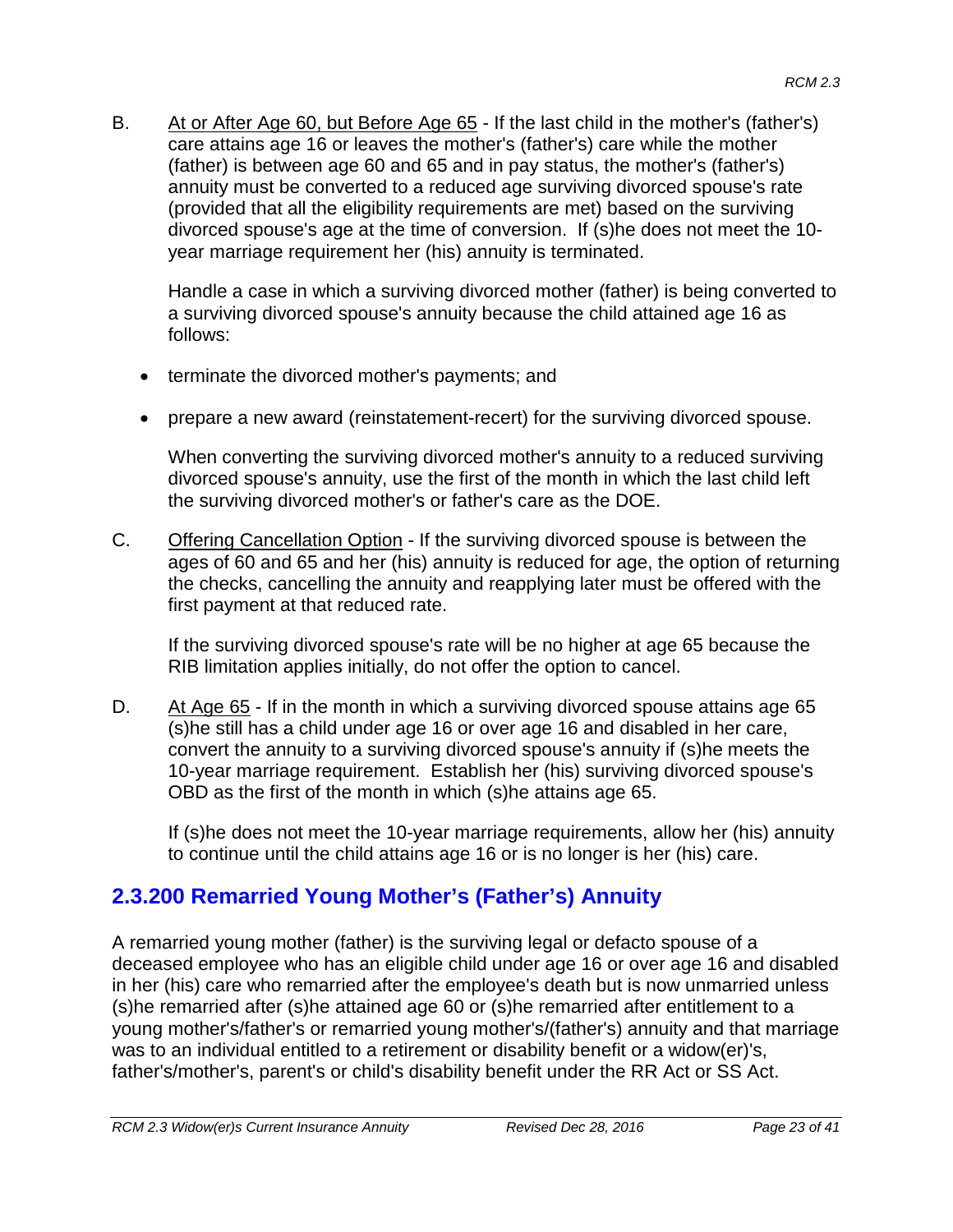B. <u>At or After Age 60, but Before Age 65</u> - If the last child in the mother's (father's) care attains age 16 or leaves the mother's (father's) care while the mother (father) is between age 60 and 65 and in pay status, the mother's (father's) annuity must be converted to a reduced age surviving divorced spouse's rate (provided that all the eligibility requirements are met) based on the surviving divorced spouse's age at the time of conversion. If (s)he does not meet the 10-year marriage requirement her (his) annuity is terminated.

   Handle a case in which a surviving divorced mother (father) is being converted to a surviving divorced spouse's annuity because the child attained age 16 as follows:

   - terminate the divorced mother's payments; and
   - prepare a new award (reinstatement-recert) for the surviving divorced spouse.

   When converting the surviving divorced mother's annuity to a reduced surviving divorced spouse's annuity, use the first of the month in which the last child left the surviving divorced mother's or father's care as the DOE.

C. <u>Offering Cancellation Option</u> - If the surviving divorced spouse is between the ages of 60 and 65 and her (his) annuity is reduced for age, the option of returning the checks, cancelling the annuity and reapplying later must be offered with the first payment at that reduced rate.

   If the surviving divorced spouse's rate will be no higher at age 65 because the RIB limitation applies initially, do not offer the option to cancel.

D. <u>At Age 65</u> - If in the month in which a surviving divorced spouse attains age 65 (s)he still has a child under age 16 or over age 16 and disabled in her care, convert the annuity to a surviving divorced spouse's annuity if (s)he meets the 10-year marriage requirement. Establish her (his) surviving divorced spouse's OBD as the first of the month in which (s)he attains age 65.

   If (s)he does not meet the 10-year marriage requirements, allow her (his) annuity to continue until the child attains age 16 or is no longer is her (his) care.

## 2.3.200 Remarried Young Mother's (Father's) Annuity

A remarried young mother (father) is the surviving legal or defacto spouse of a deceased employee who has an eligible child under age 16 or over age 16 and disabled in her (his) care who remarried after the employee's death but is now unmarried unless (s)he remarried after (s)he attained age 60 or (s)he remarried after entitlement to a young mother's/father's or remarried young mother's/(father's) annuity and that marriage was to an individual entitled to a retirement or disability benefit or a widow(er)'s, father's/mother's, parent's or child's disability benefit under the RR Act or SS Act.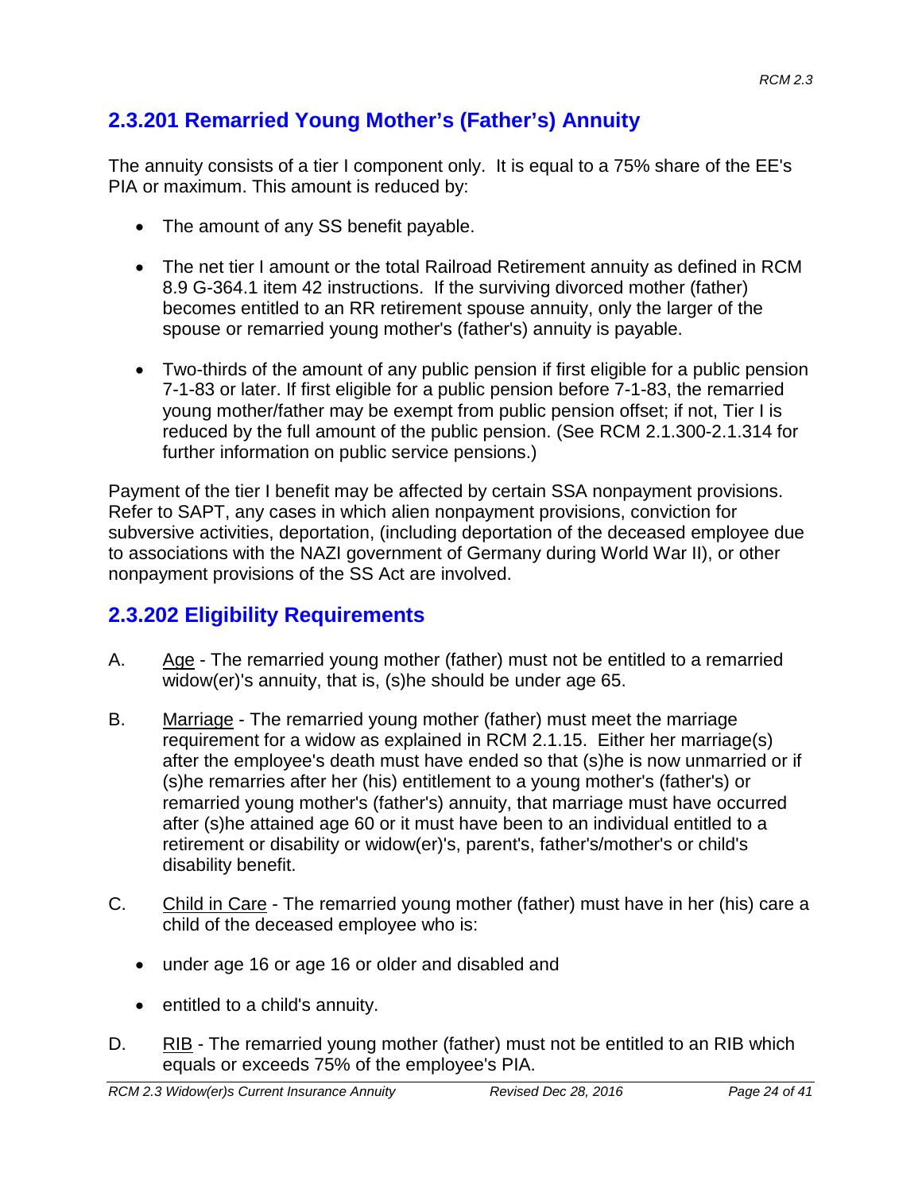## 2.3.201 Remarried Young Mother's (Father's) Annuity

The annuity consists of a tier I component only. It is equal to a 75% share of the EE's PIA or maximum. This amount is reduced by:

- The amount of any SS benefit payable.
- The net tier I amount or the total Railroad Retirement annuity as defined in RCM 8.9 G-364.1 item 42 instructions. If the surviving divorced mother (father) becomes entitled to an RR retirement spouse annuity, only the larger of the spouse or remarried young mother's (father's) annuity is payable.
- Two-thirds of the amount of any public pension if first eligible for a public pension 7-1-83 or later. If first eligible for a public pension before 7-1-83, the remarried young mother/father may be exempt from public pension offset; if not, Tier I is reduced by the full amount of the public pension. (See RCM 2.1.300-2.1.314 for further information on public service pensions.)

Payment of the tier I benefit may be affected by certain SSA nonpayment provisions. Refer to SAPT, any cases in which alien nonpayment provisions, conviction for subversive activities, deportation, (including deportation of the deceased employee due to associations with the NAZI government of Germany during World War II), or other nonpayment provisions of the SS Act are involved.

## 2.3.202 Eligibility Requirements

A. <u>Age</u> - The remarried young mother (father) must not be entitled to a remarried widow(er)'s annuity, that is, (s)he should be under age 65.

B. <u>Marriage</u> - The remarried young mother (father) must meet the marriage requirement for a widow as explained in RCM 2.1.15. Either her marriage(s) after the employee's death must have ended so that (s)he is now unmarried or if (s)he remarries after her (his) entitlement to a young mother's (father's) or remarried young mother's (father's) annuity, that marriage must have occurred after (s)he attained age 60 or it must have been to an individual entitled to a retirement or disability or widow(er)'s, parent's, father's/mother's or child's disability benefit.

C. <u>Child in Care</u> - The remarried young mother (father) must have in her (his) care a child of the deceased employee who is:

- under age 16 or age 16 or older and disabled and
- entitled to a child's annuity.

D. <u>RIB</u> - The remarried young mother (father) must not be entitled to an RIB which equals or exceeds 75% of the employee's PIA.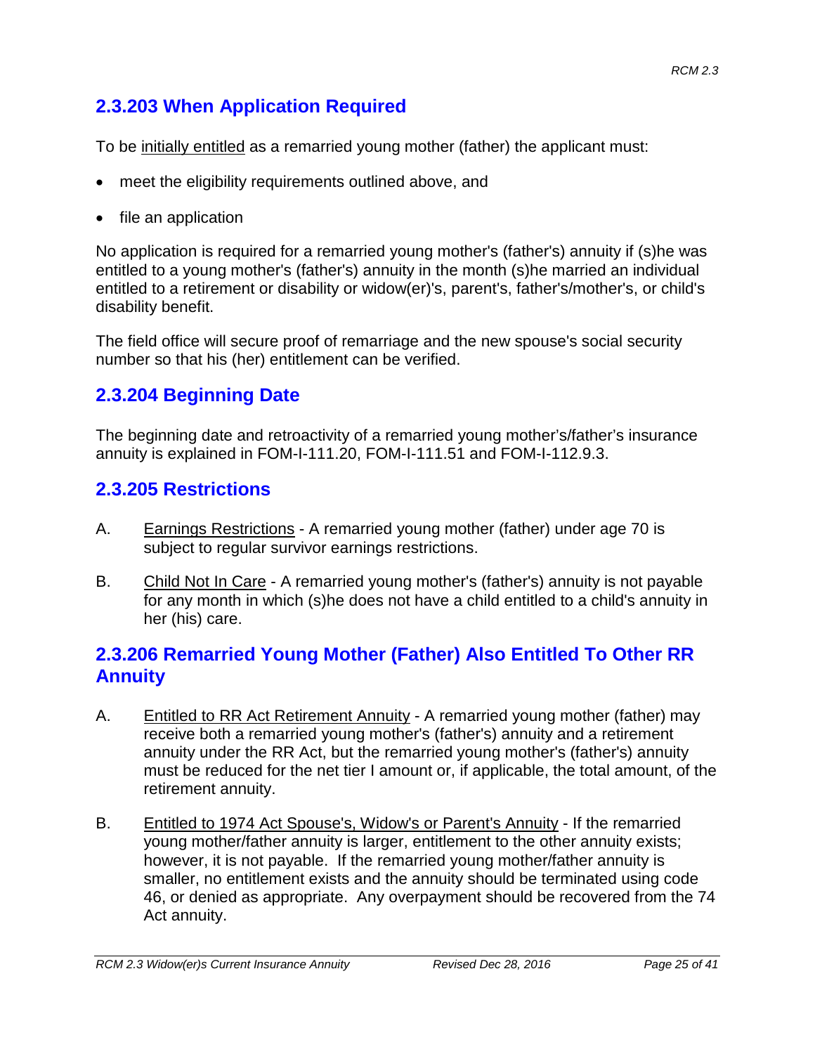## 2.3.203 When Application Required

To be initially entitled as a remarried young mother (father) the applicant must:

- meet the eligibility requirements outlined above, and
- file an application

No application is required for a remarried young mother's (father's) annuity if (s)he was entitled to a young mother's (father's) annuity in the month (s)he married an individual entitled to a retirement or disability or widow(er)'s, parent's, father's/mother's, or child's disability benefit.

The field office will secure proof of remarriage and the new spouse's social security number so that his (her) entitlement can be verified.

## 2.3.204 Beginning Date

The beginning date and retroactivity of a remarried young mother's/father's insurance annuity is explained in FOM-I-111.20, FOM-I-111.51 and FOM-I-112.9.3.

## 2.3.205 Restrictions

A. Earnings Restrictions - A remarried young mother (father) under age 70 is subject to regular survivor earnings restrictions.

B. Child Not In Care - A remarried young mother's (father's) annuity is not payable for any month in which (s)he does not have a child entitled to a child's annuity in her (his) care.

## 2.3.206 Remarried Young Mother (Father) Also Entitled To Other RR Annuity

A. Entitled to RR Act Retirement Annuity - A remarried young mother (father) may receive both a remarried young mother's (father's) annuity and a retirement annuity under the RR Act, but the remarried young mother's (father's) annuity must be reduced for the net tier I amount or, if applicable, the total amount, of the retirement annuity.

B. Entitled to 1974 Act Spouse's, Widow's or Parent's Annuity - If the remarried young mother/father annuity is larger, entitlement to the other annuity exists; however, it is not payable. If the remarried young mother/father annuity is smaller, no entitlement exists and the annuity should be terminated using code 46, or denied as appropriate. Any overpayment should be recovered from the 74 Act annuity.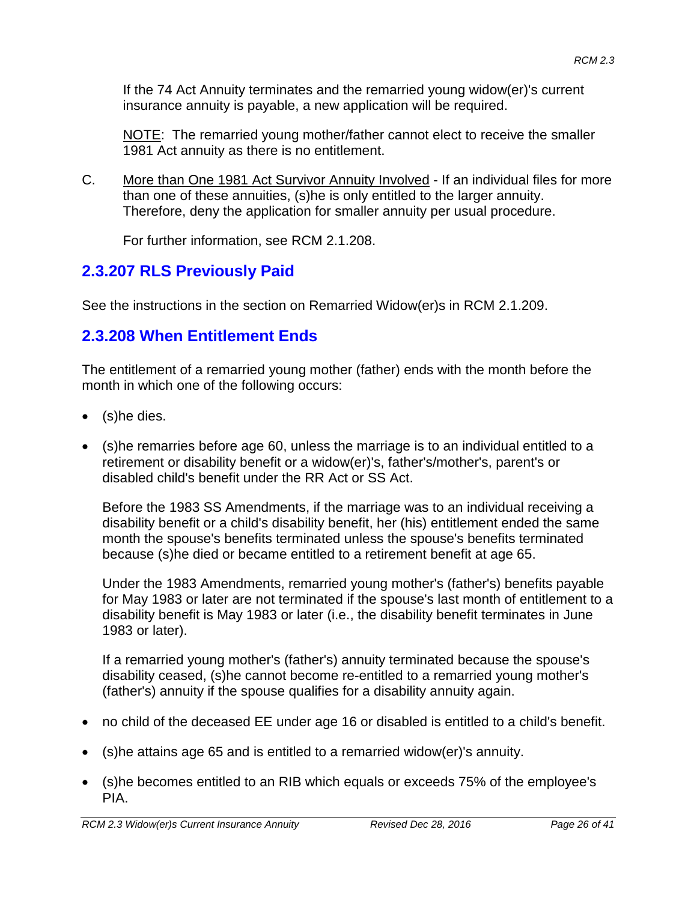If the 74 Act Annuity terminates and the remarried young widow(er)'s current insurance annuity is payable, a new application will be required.

NOTE: The remarried young mother/father cannot elect to receive the smaller 1981 Act annuity as there is no entitlement.

C. More than One 1981 Act Survivor Annuity Involved - If an individual files for more than one of these annuities, (s)he is only entitled to the larger annuity. Therefore, deny the application for smaller annuity per usual procedure.

For further information, see RCM 2.1.208.

## 2.3.207 RLS Previously Paid

See the instructions in the section on Remarried Widow(er)s in RCM 2.1.209.

## 2.3.208 When Entitlement Ends

The entitlement of a remarried young mother (father) ends with the month before the month in which one of the following occurs:

- (s)he dies.
- (s)he remarries before age 60, unless the marriage is to an individual entitled to a retirement or disability benefit or a widow(er)'s, father's/mother's, parent's or disabled child's benefit under the RR Act or SS Act.

  Before the 1983 SS Amendments, if the marriage was to an individual receiving a disability benefit or a child's disability benefit, her (his) entitlement ended the same month the spouse's benefits terminated unless the spouse's benefits terminated because (s)he died or became entitled to a retirement benefit at age 65.

  Under the 1983 Amendments, remarried young mother's (father's) benefits payable for May 1983 or later are not terminated if the spouse's last month of entitlement to a disability benefit is May 1983 or later (i.e., the disability benefit terminates in June 1983 or later).

  If a remarried young mother's (father's) annuity terminated because the spouse's disability ceased, (s)he cannot become re-entitled to a remarried young mother's (father's) annuity if the spouse qualifies for a disability annuity again.
- no child of the deceased EE under age 16 or disabled is entitled to a child's benefit.
- (s)he attains age 65 and is entitled to a remarried widow(er)'s annuity.
- (s)he becomes entitled to an RIB which equals or exceeds 75% of the employee's PIA.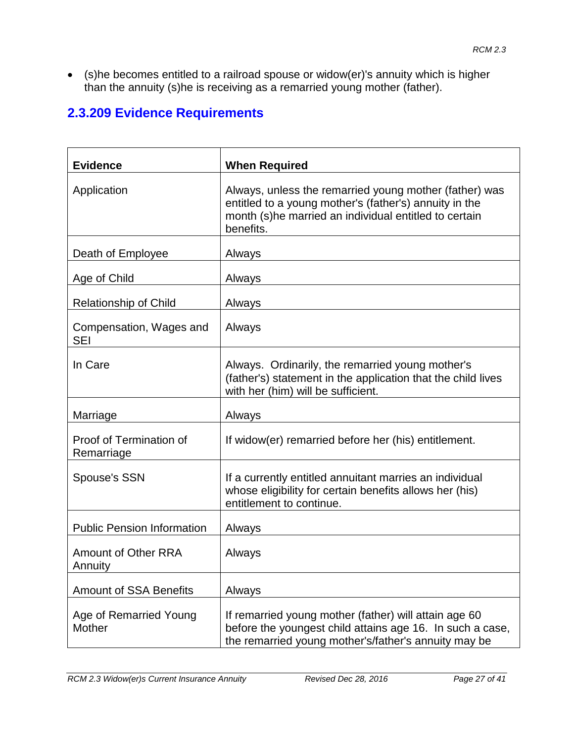- (s)he becomes entitled to a railroad spouse or widow(er)'s annuity which is higher than the annuity (s)he is receiving as a remarried young mother (father).

## 2.3.209 Evidence Requirements

| Evidence | When Required |
|---|---|
| Application | Always, unless the remarried young mother (father) was entitled to a young mother's (father's) annuity in the month (s)he married an individual entitled to certain benefits. |
| Death of Employee | Always |
| Age of Child | Always |
| Relationship of Child | Always |
| Compensation, Wages and SEI | Always |
| In Care | Always. Ordinarily, the remarried young mother's (father's) statement in the application that the child lives with her (him) will be sufficient. |
| Marriage | Always |
| Proof of Termination of Remarriage | If widow(er) remarried before her (his) entitlement. |
| Spouse's SSN | If a currently entitled annuitant marries an individual whose eligibility for certain benefits allows her (his) entitlement to continue. |
| Public Pension Information | Always |
| Amount of Other RRA Annuity | Always |
| Amount of SSA Benefits | Always |
| Age of Remarried Young Mother | If remarried young mother (father) will attain age 60 before the youngest child attains age 16. In such a case, the remarried young mother's/father's annuity may be |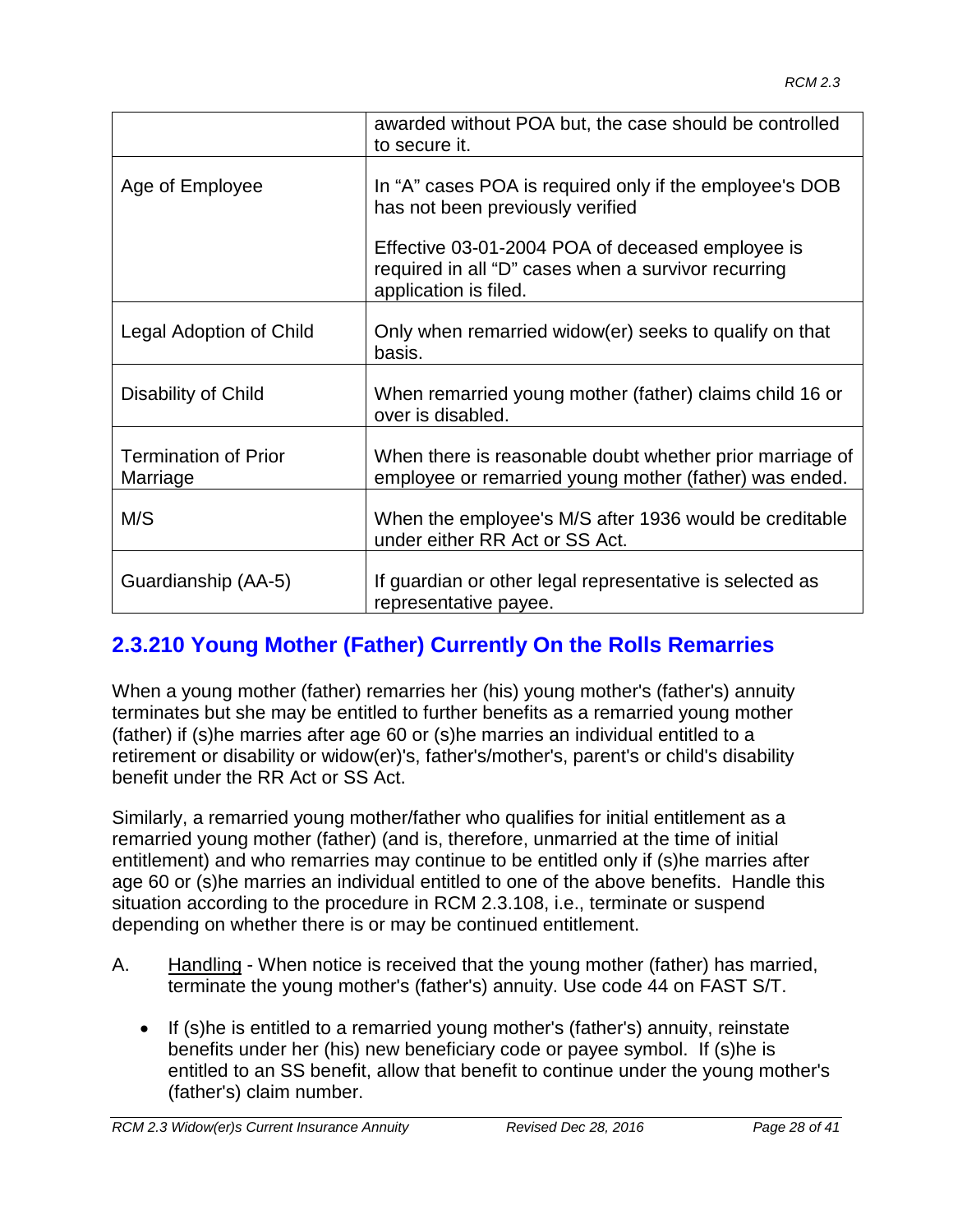| | |
|---|---|
| | awarded without POA but, the case should be controlled to secure it. |
| Age of Employee | In "A" cases POA is required only if the employee's DOB has not been previously verified<br><br>Effective 03-01-2004 POA of deceased employee is required in all "D" cases when a survivor recurring application is filed. |
| Legal Adoption of Child | Only when remarried widow(er) seeks to qualify on that basis. |
| Disability of Child | When remarried young mother (father) claims child 16 or over is disabled. |
| Termination of Prior Marriage | When there is reasonable doubt whether prior marriage of employee or remarried young mother (father) was ended. |
| M/S | When the employee's M/S after 1936 would be creditable under either RR Act or SS Act. |
| Guardianship (AA-5) | If guardian or other legal representative is selected as representative payee. |

## 2.3.210 Young Mother (Father) Currently On the Rolls Remarries

When a young mother (father) remarries her (his) young mother's (father's) annuity terminates but she may be entitled to further benefits as a remarried young mother (father) if (s)he marries after age 60 or (s)he marries an individual entitled to a retirement or disability or widow(er)'s, father's/mother's, parent's or child's disability benefit under the RR Act or SS Act.

Similarly, a remarried young mother/father who qualifies for initial entitlement as a remarried young mother (father) (and is, therefore, unmarried at the time of initial entitlement) and who remarries may continue to be entitled only if (s)he marries after age 60 or (s)he marries an individual entitled to one of the above benefits. Handle this situation according to the procedure in RCM 2.3.108, i.e., terminate or suspend depending on whether there is or may be continued entitlement.

A. Handling - When notice is received that the young mother (father) has married, terminate the young mother's (father's) annuity. Use code 44 on FAST S/T.

- If (s)he is entitled to a remarried young mother's (father's) annuity, reinstate benefits under her (his) new beneficiary code or payee symbol. If (s)he is entitled to an SS benefit, allow that benefit to continue under the young mother's (father's) claim number.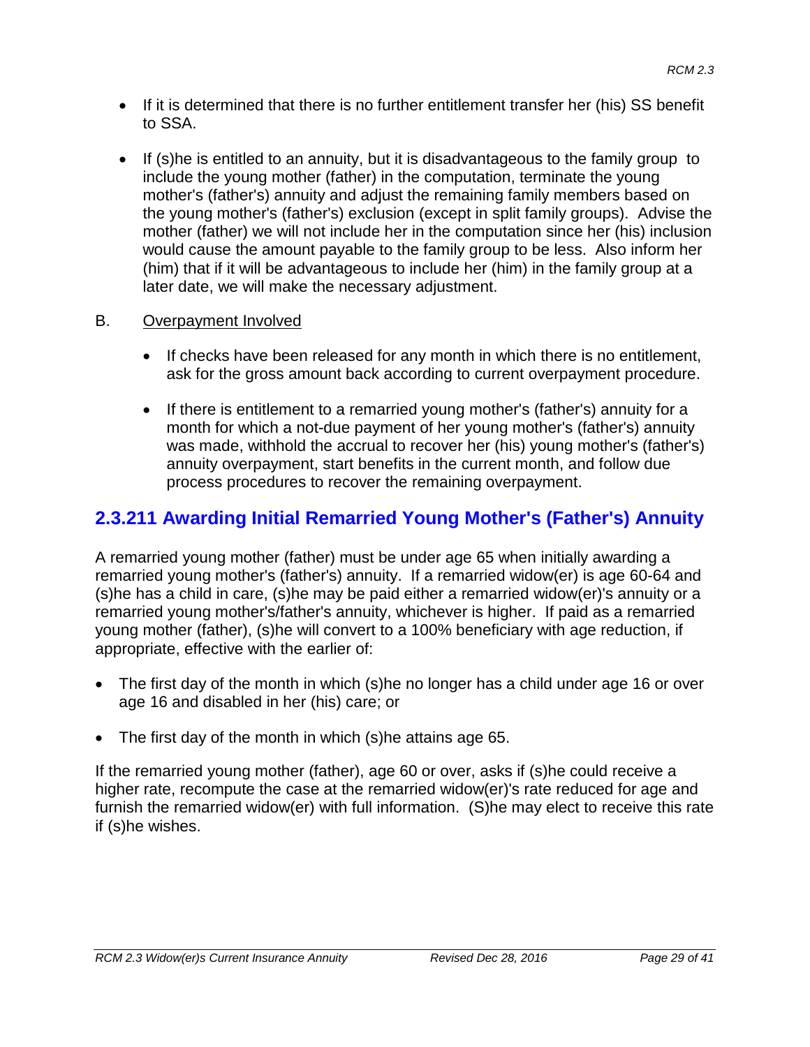- If it is determined that there is no further entitlement transfer her (his) SS benefit to SSA.

- If (s)he is entitled to an annuity, but it is disadvantageous to the family group to include the young mother (father) in the computation, terminate the young mother's (father's) annuity and adjust the remaining family members based on the young mother's (father's) exclusion (except in split family groups). Advise the mother (father) we will not include her in the computation since her (his) inclusion would cause the amount payable to the family group to be less. Also inform her (him) that if it will be advantageous to include her (him) in the family group at a later date, we will make the necessary adjustment.

B. Overpayment Involved

- If checks have been released for any month in which there is no entitlement, ask for the gross amount back according to current overpayment procedure.

- If there is entitlement to a remarried young mother's (father's) annuity for a month for which a not-due payment of her young mother's (father's) annuity was made, withhold the accrual to recover her (his) young mother's (father's) annuity overpayment, start benefits in the current month, and follow due process procedures to recover the remaining overpayment.

## 2.3.211 Awarding Initial Remarried Young Mother's (Father's) Annuity

A remarried young mother (father) must be under age 65 when initially awarding a remarried young mother's (father's) annuity. If a remarried widow(er) is age 60-64 and (s)he has a child in care, (s)he may be paid either a remarried widow(er)'s annuity or a remarried young mother's/father's annuity, whichever is higher. If paid as a remarried young mother (father), (s)he will convert to a 100% beneficiary with age reduction, if appropriate, effective with the earlier of:

- The first day of the month in which (s)he no longer has a child under age 16 or over age 16 and disabled in her (his) care; or

- The first day of the month in which (s)he attains age 65.

If the remarried young mother (father), age 60 or over, asks if (s)he could receive a higher rate, recompute the case at the remarried widow(er)'s rate reduced for age and furnish the remarried widow(er) with full information. (S)he may elect to receive this rate if (s)he wishes.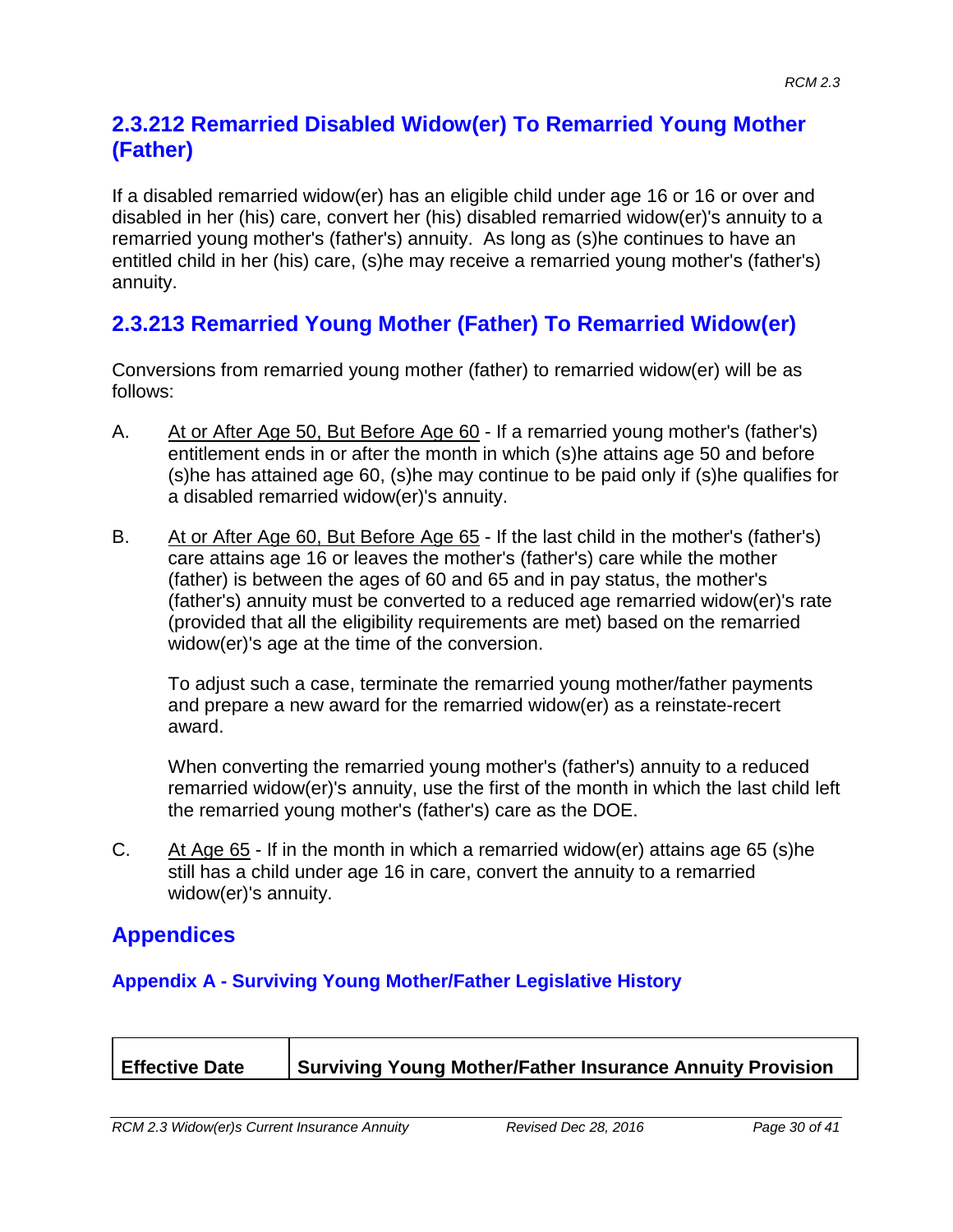## 2.3.212 Remarried Disabled Widow(er) To Remarried Young Mother (Father)

If a disabled remarried widow(er) has an eligible child under age 16 or 16 or over and disabled in her (his) care, convert her (his) disabled remarried widow(er)'s annuity to a remarried young mother's (father's) annuity. As long as (s)he continues to have an entitled child in her (his) care, (s)he may receive a remarried young mother's (father's) annuity.

## 2.3.213 Remarried Young Mother (Father) To Remarried Widow(er)

Conversions from remarried young mother (father) to remarried widow(er) will be as follows:

A. <u>At or After Age 50, But Before Age 60</u> - If a remarried young mother's (father's) entitlement ends in or after the month in which (s)he attains age 50 and before (s)he has attained age 60, (s)he may continue to be paid only if (s)he qualifies for a disabled remarried widow(er)'s annuity.

B. <u>At or After Age 60, But Before Age 65</u> - If the last child in the mother's (father's) care attains age 16 or leaves the mother's (father's) care while the mother (father) is between the ages of 60 and 65 and in pay status, the mother's (father's) annuity must be converted to a reduced age remarried widow(er)'s rate (provided that all the eligibility requirements are met) based on the remarried widow(er)'s age at the time of the conversion.

   To adjust such a case, terminate the remarried young mother/father payments and prepare a new award for the remarried widow(er) as a reinstate-recert award.

   When converting the remarried young mother's (father's) annuity to a reduced remarried widow(er)'s annuity, use the first of the month in which the last child left the remarried young mother's (father's) care as the DOE.

C. <u>At Age 65</u> - If in the month in which a remarried widow(er) attains age 65 (s)he still has a child under age 16 in care, convert the annuity to a remarried widow(er)'s annuity.

# Appendices

### Appendix A - Surviving Young Mother/Father Legislative History

| Effective Date | Surviving Young Mother/Father Insurance Annuity Provision |
|---|---|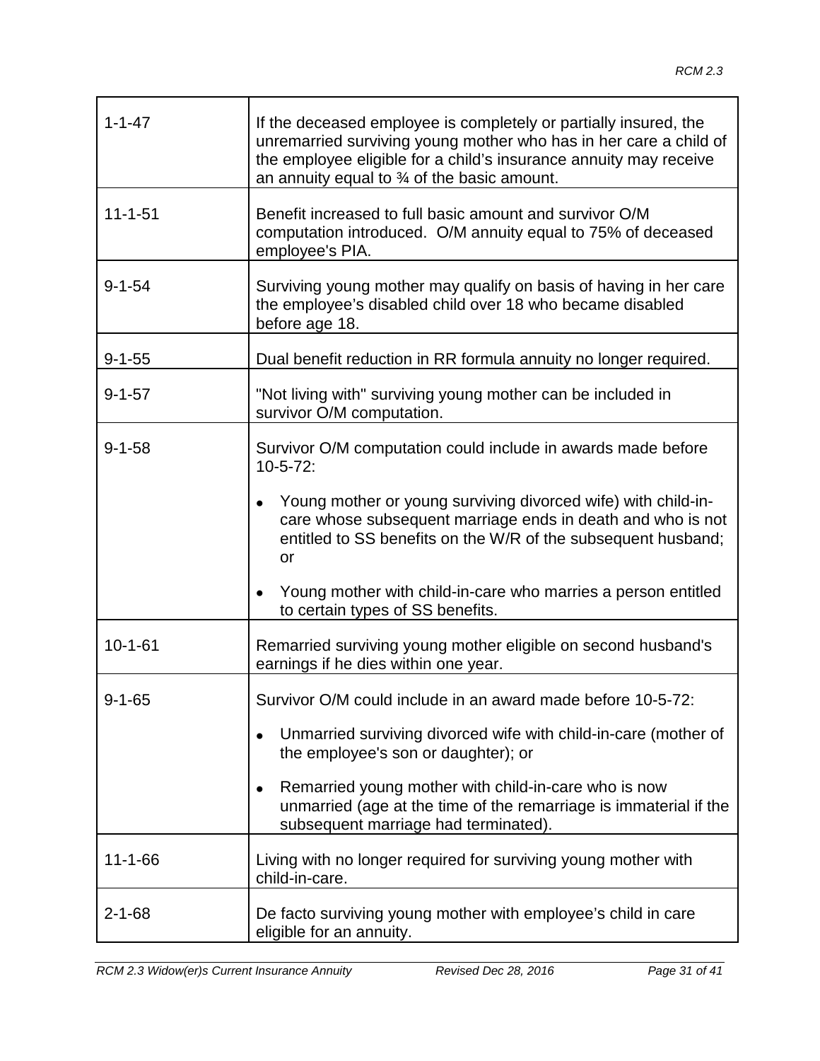| | |
|---|---|
| 1-1-47 | If the deceased employee is completely or partially insured, the unremarried surviving young mother who has in her care a child of the employee eligible for a child's insurance annuity may receive an annuity equal to ¾ of the basic amount. |
| 11-1-51 | Benefit increased to full basic amount and survivor O/M computation introduced. O/M annuity equal to 75% of deceased employee's PIA. |
| 9-1-54 | Surviving young mother may qualify on basis of having in her care the employee's disabled child over 18 who became disabled before age 18. |
| 9-1-55 | Dual benefit reduction in RR formula annuity no longer required. |
| 9-1-57 | "Not living with" surviving young mother can be included in survivor O/M computation. |
| 9-1-58 | Survivor O/M computation could include in awards made before 10-5-72:<br><br>• Young mother or young surviving divorced wife) with child-in-care whose subsequent marriage ends in death and who is not entitled to SS benefits on the W/R of the subsequent husband; or<br><br>• Young mother with child-in-care who marries a person entitled to certain types of SS benefits. |
| 10-1-61 | Remarried surviving young mother eligible on second husband's earnings if he dies within one year. |
| 9-1-65 | Survivor O/M could include in an award made before 10-5-72:<br><br>• Unmarried surviving divorced wife with child-in-care (mother of the employee's son or daughter); or<br><br>• Remarried young mother with child-in-care who is now unmarried (age at the time of the remarriage is immaterial if the subsequent marriage had terminated). |
| 11-1-66 | Living with no longer required for surviving young mother with child-in-care. |
| 2-1-68 | De facto surviving young mother with employee's child in care eligible for an annuity. |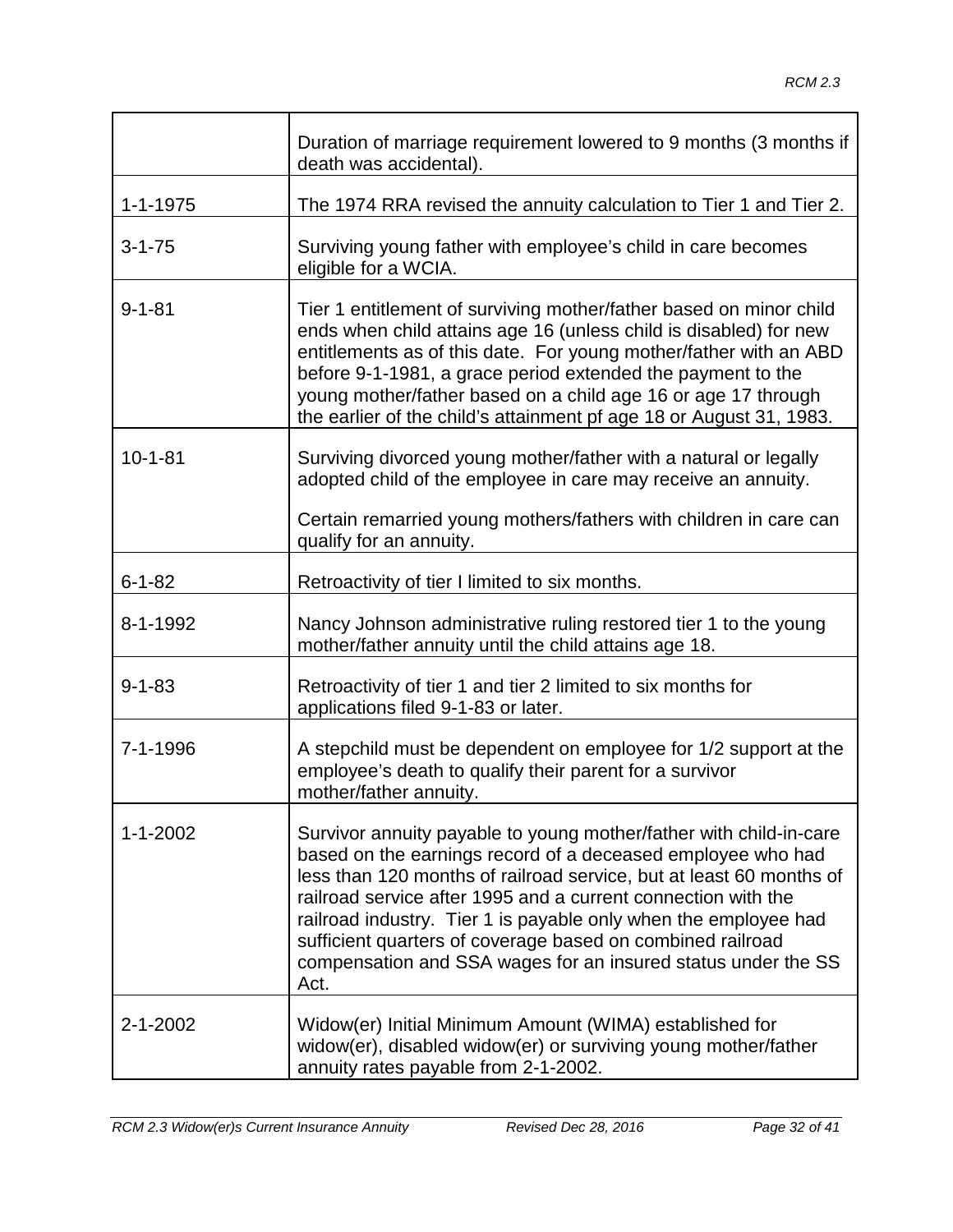| | |
|---|---|
| | Duration of marriage requirement lowered to 9 months (3 months if death was accidental). |
| 1-1-1975 | The 1974 RRA revised the annuity calculation to Tier 1 and Tier 2. |
| 3-1-75 | Surviving young father with employee's child in care becomes eligible for a WCIA. |
| 9-1-81 | Tier 1 entitlement of surviving mother/father based on minor child ends when child attains age 16 (unless child is disabled) for new entitlements as of this date. For young mother/father with an ABD before 9-1-1981, a grace period extended the payment to the young mother/father based on a child age 16 or age 17 through the earlier of the child's attainment pf age 18 or August 31, 1983. |
| 10-1-81 | Surviving divorced young mother/father with a natural or legally adopted child of the employee in care may receive an annuity.<br><br>Certain remarried young mothers/fathers with children in care can qualify for an annuity. |
| 6-1-82 | Retroactivity of tier I limited to six months. |
| 8-1-1992 | Nancy Johnson administrative ruling restored tier 1 to the young mother/father annuity until the child attains age 18. |
| 9-1-83 | Retroactivity of tier 1 and tier 2 limited to six months for applications filed 9-1-83 or later. |
| 7-1-1996 | A stepchild must be dependent on employee for 1/2 support at the employee's death to qualify their parent for a survivor mother/father annuity. |
| 1-1-2002 | Survivor annuity payable to young mother/father with child-in-care based on the earnings record of a deceased employee who had less than 120 months of railroad service, but at least 60 months of railroad service after 1995 and a current connection with the railroad industry. Tier 1 is payable only when the employee had sufficient quarters of coverage based on combined railroad compensation and SSA wages for an insured status under the SS Act. |
| 2-1-2002 | Widow(er) Initial Minimum Amount (WIMA) established for widow(er), disabled widow(er) or surviving young mother/father annuity rates payable from 2-1-2002. |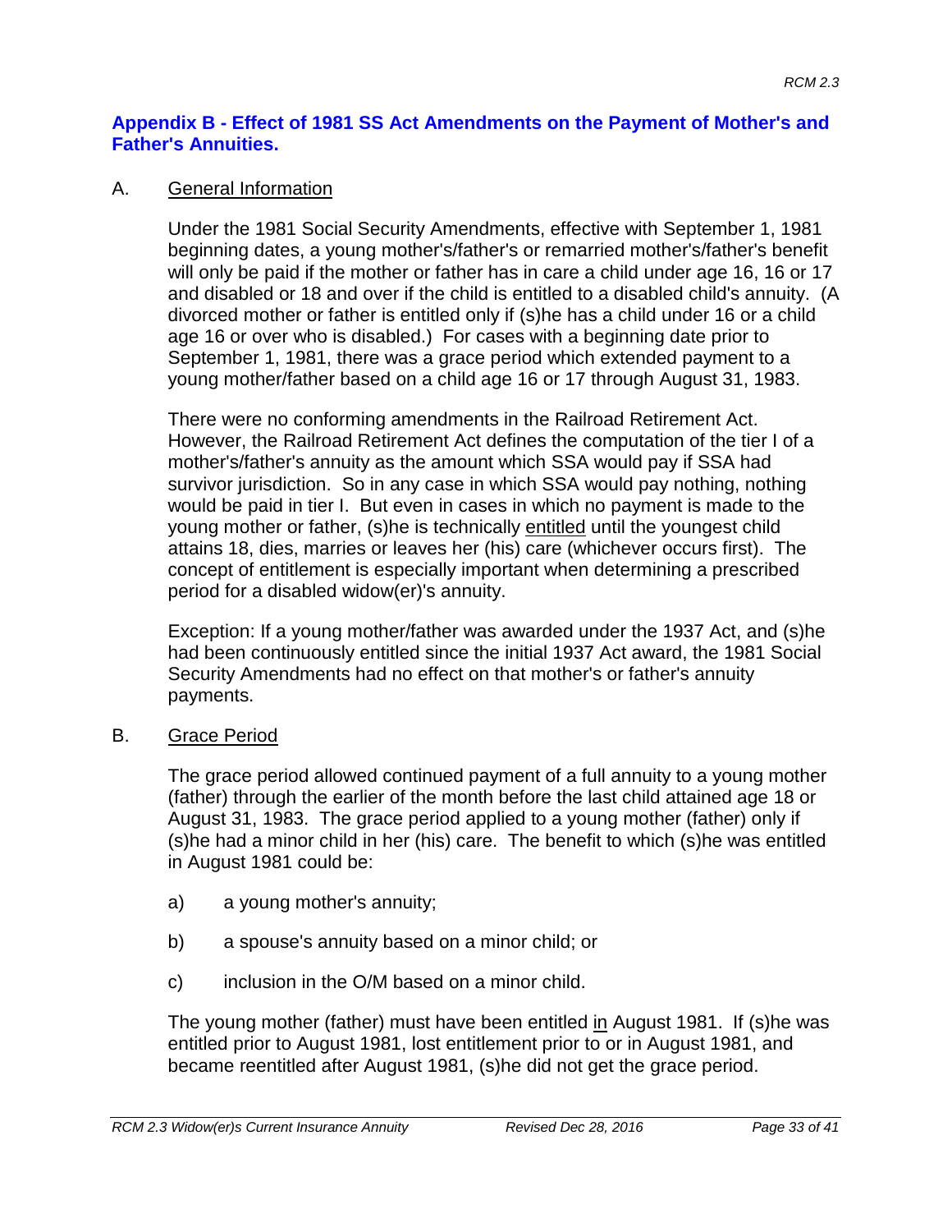## Appendix B - Effect of 1981 SS Act Amendments on the Payment of Mother's and Father's Annuities.

A. <u>General Information</u>

Under the 1981 Social Security Amendments, effective with September 1, 1981 beginning dates, a young mother's/father's or remarried mother's/father's benefit will only be paid if the mother or father has in care a child under age 16, 16 or 17 and disabled or 18 and over if the child is entitled to a disabled child's annuity. (A divorced mother or father is entitled only if (s)he has a child under 16 or a child age 16 or over who is disabled.) For cases with a beginning date prior to September 1, 1981, there was a grace period which extended payment to a young mother/father based on a child age 16 or 17 through August 31, 1983.

There were no conforming amendments in the Railroad Retirement Act. However, the Railroad Retirement Act defines the computation of the tier I of a mother's/father's annuity as the amount which SSA would pay if SSA had survivor jurisdiction. So in any case in which SSA would pay nothing, nothing would be paid in tier I. But even in cases in which no payment is made to the young mother or father, (s)he is technically <u>entitled</u> until the youngest child attains 18, dies, marries or leaves her (his) care (whichever occurs first). The concept of entitlement is especially important when determining a prescribed period for a disabled widow(er)'s annuity.

Exception: If a young mother/father was awarded under the 1937 Act, and (s)he had been continuously entitled since the initial 1937 Act award, the 1981 Social Security Amendments had no effect on that mother's or father's annuity payments.

B. <u>Grace Period</u>

The grace period allowed continued payment of a full annuity to a young mother (father) through the earlier of the month before the last child attained age 18 or August 31, 1983. The grace period applied to a young mother (father) only if (s)he had a minor child in her (his) care. The benefit to which (s)he was entitled in August 1981 could be:

a) a young mother's annuity;

b) a spouse's annuity based on a minor child; or

c) inclusion in the O/M based on a minor child.

The young mother (father) must have been entitled <u>in</u> August 1981. If (s)he was entitled prior to August 1981, lost entitlement prior to or in August 1981, and became reentitled after August 1981, (s)he did not get the grace period.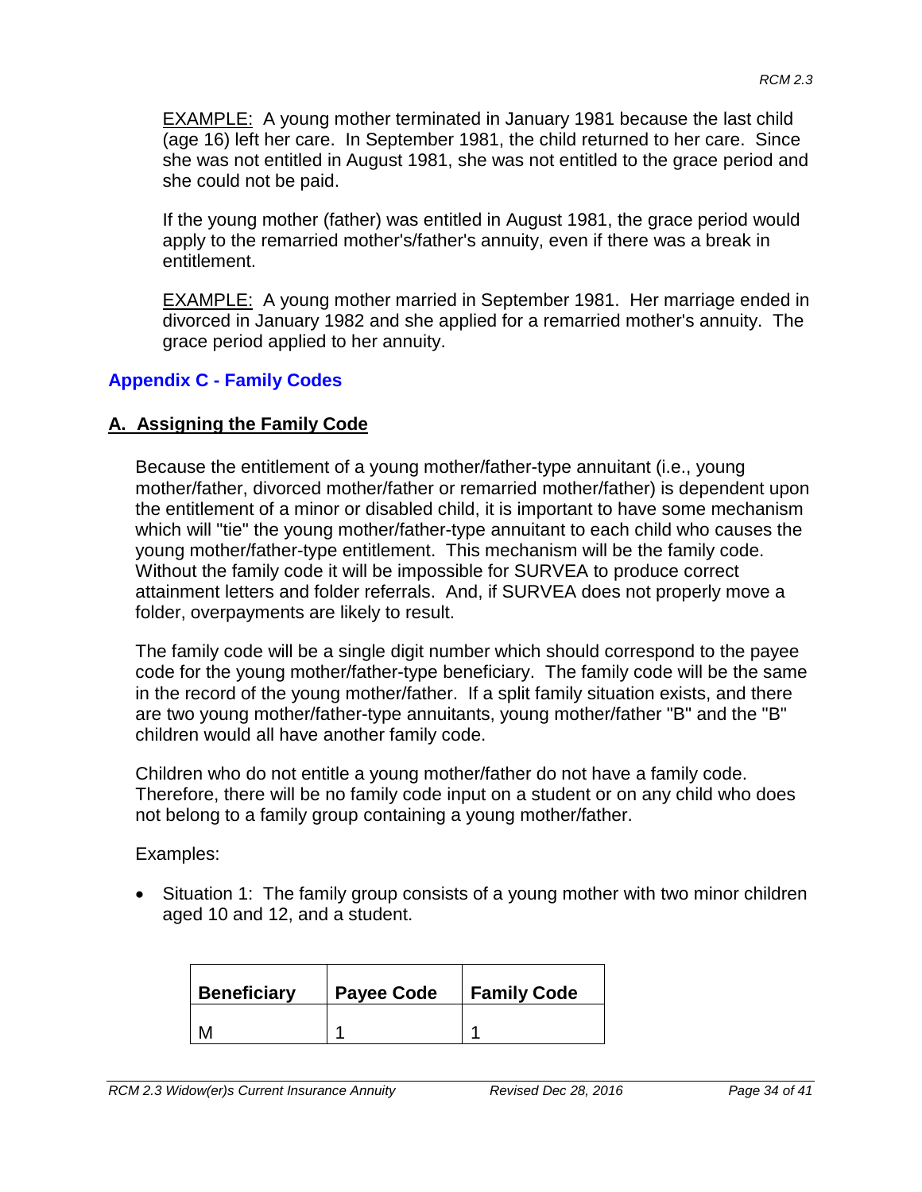EXAMPLE: A young mother terminated in January 1981 because the last child (age 16) left her care. In September 1981, the child returned to her care. Since she was not entitled in August 1981, she was not entitled to the grace period and she could not be paid.

If the young mother (father) was entitled in August 1981, the grace period would apply to the remarried mother's/father's annuity, even if there was a break in entitlement.

EXAMPLE: A young mother married in September 1981. Her marriage ended in divorced in January 1982 and she applied for a remarried mother's annuity. The grace period applied to her annuity.

## Appendix C - Family Codes

### A. Assigning the Family Code

Because the entitlement of a young mother/father-type annuitant (i.e., young mother/father, divorced mother/father or remarried mother/father) is dependent upon the entitlement of a minor or disabled child, it is important to have some mechanism which will "tie" the young mother/father-type annuitant to each child who causes the young mother/father-type entitlement. This mechanism will be the family code. Without the family code it will be impossible for SURVEA to produce correct attainment letters and folder referrals. And, if SURVEA does not properly move a folder, overpayments are likely to result.

The family code will be a single digit number which should correspond to the payee code for the young mother/father-type beneficiary. The family code will be the same in the record of the young mother/father. If a split family situation exists, and there are two young mother/father-type annuitants, young mother/father "B" and the "B" children would all have another family code.

Children who do not entitle a young mother/father do not have a family code. Therefore, there will be no family code input on a student or on any child who does not belong to a family group containing a young mother/father.

Examples:

- Situation 1: The family group consists of a young mother with two minor children aged 10 and 12, and a student.

| Beneficiary | Payee Code | Family Code |
|---|---|---|
| M | 1 | 1 |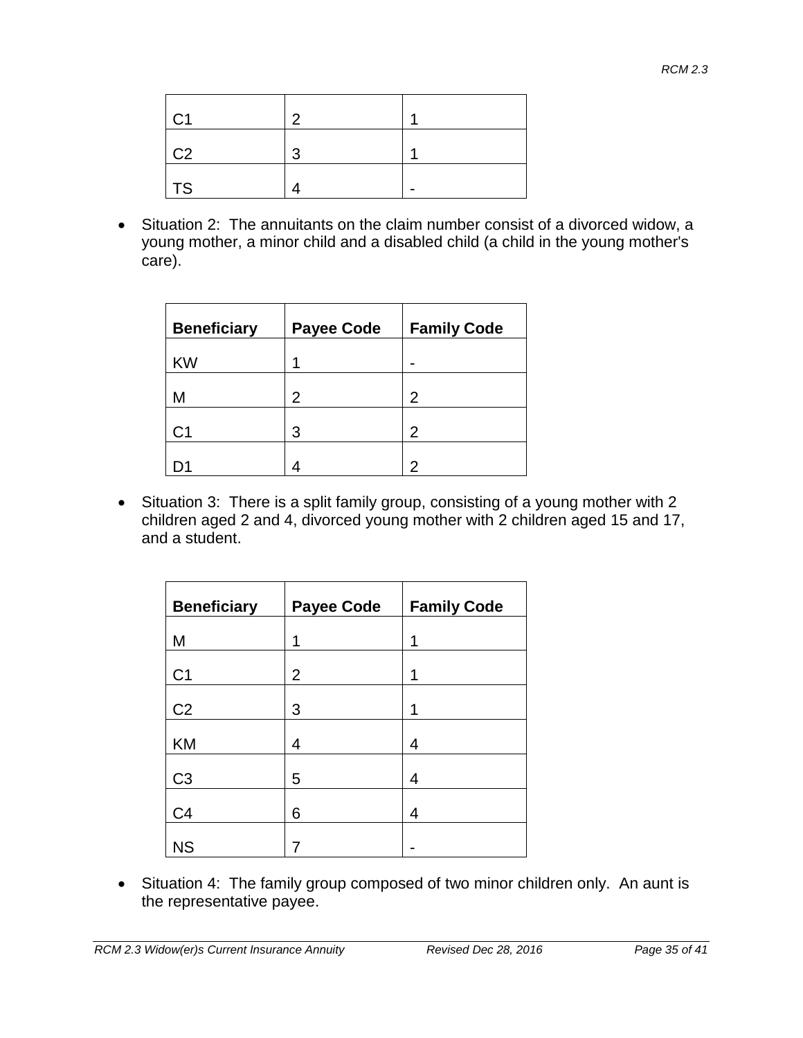| | | |
|---|---|---|
| C1 | 2 | 1 |
| C2 | 3 | 1 |
| TS | 4 | - |

- Situation 2: The annuitants on the claim number consist of a divorced widow, a young mother, a minor child and a disabled child (a child in the young mother's care).

| Beneficiary | Payee Code | Family Code |
|---|---|---|
| KW | 1 | - |
| M | 2 | 2 |
| C1 | 3 | 2 |
| D1 | 4 | 2 |

- Situation 3: There is a split family group, consisting of a young mother with 2 children aged 2 and 4, divorced young mother with 2 children aged 15 and 17, and a student.

| Beneficiary | Payee Code | Family Code |
|---|---|---|
| M | 1 | 1 |
| C1 | 2 | 1 |
| C2 | 3 | 1 |
| KM | 4 | 4 |
| C3 | 5 | 4 |
| C4 | 6 | 4 |
| NS | 7 | - |

- Situation 4: The family group composed of two minor children only. An aunt is the representative payee.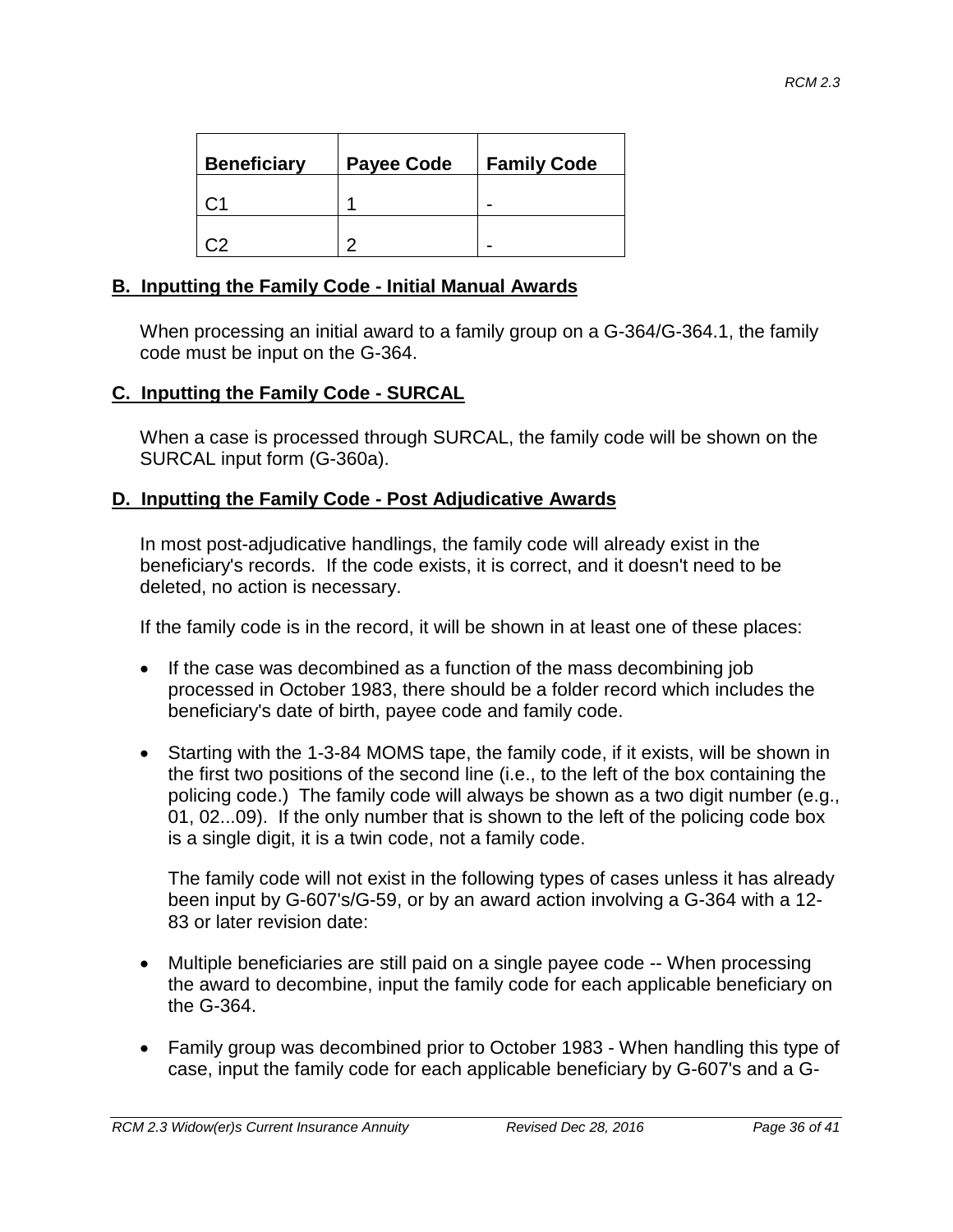| Beneficiary | Payee Code | Family Code |
|---|---|---|
| C1 | 1 | - |
| C2 | 2 | - |

## B. Inputting the Family Code - Initial Manual Awards

When processing an initial award to a family group on a G-364/G-364.1, the family code must be input on the G-364.

## C. Inputting the Family Code - SURCAL

When a case is processed through SURCAL, the family code will be shown on the SURCAL input form (G-360a).

## D. Inputting the Family Code - Post Adjudicative Awards

In most post-adjudicative handlings, the family code will already exist in the beneficiary's records. If the code exists, it is correct, and it doesn't need to be deleted, no action is necessary.

If the family code is in the record, it will be shown in at least one of these places:

- If the case was decombined as a function of the mass decombining job processed in October 1983, there should be a folder record which includes the beneficiary's date of birth, payee code and family code.

- Starting with the 1-3-84 MOMS tape, the family code, if it exists, will be shown in the first two positions of the second line (i.e., to the left of the box containing the policing code.) The family code will always be shown as a two digit number (e.g., 01, 02...09). If the only number that is shown to the left of the policing code box is a single digit, it is a twin code, not a family code.

  The family code will not exist in the following types of cases unless it has already been input by G-607's/G-59, or by an award action involving a G-364 with a 12-83 or later revision date:

- Multiple beneficiaries are still paid on a single payee code -- When processing the award to decombine, input the family code for each applicable beneficiary on the G-364.

- Family group was decombined prior to October 1983 - When handling this type of case, input the family code for each applicable beneficiary by G-607's and a G-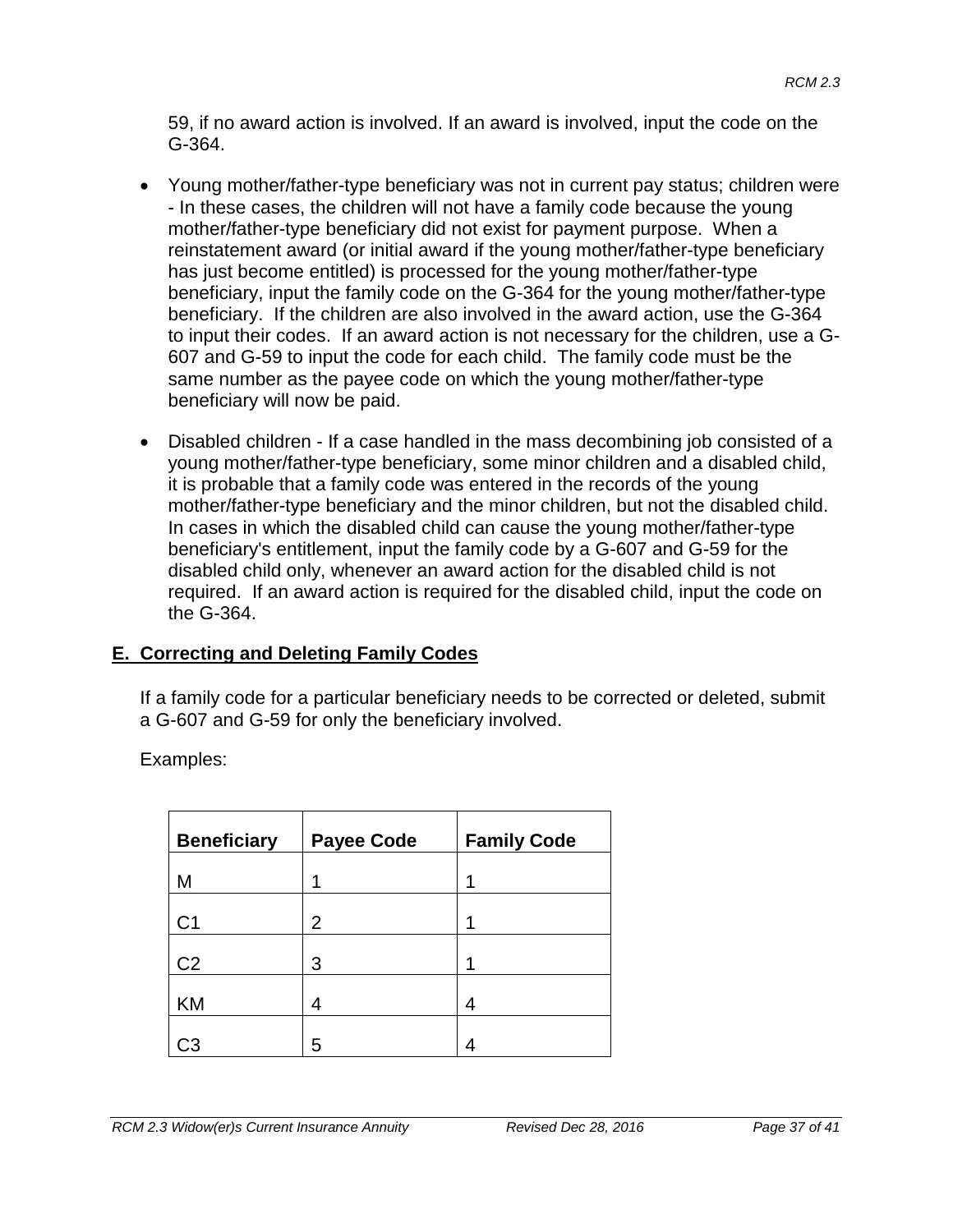59, if no award action is involved. If an award is involved, input the code on the G-364.

- Young mother/father-type beneficiary was not in current pay status; children were - In these cases, the children will not have a family code because the young mother/father-type beneficiary did not exist for payment purpose. When a reinstatement award (or initial award if the young mother/father-type beneficiary has just become entitled) is processed for the young mother/father-type beneficiary, input the family code on the G-364 for the young mother/father-type beneficiary. If the children are also involved in the award action, use the G-364 to input their codes. If an award action is not necessary for the children, use a G-607 and G-59 to input the code for each child. The family code must be the same number as the payee code on which the young mother/father-type beneficiary will now be paid.

- Disabled children - If a case handled in the mass decombining job consisted of a young mother/father-type beneficiary, some minor children and a disabled child, it is probable that a family code was entered in the records of the young mother/father-type beneficiary and the minor children, but not the disabled child. In cases in which the disabled child can cause the young mother/father-type beneficiary's entitlement, input the family code by a G-607 and G-59 for the disabled child only, whenever an award action for the disabled child is not required. If an award action is required for the disabled child, input the code on the G-364.

## E. Correcting and Deleting Family Codes

If a family code for a particular beneficiary needs to be corrected or deleted, submit a G-607 and G-59 for only the beneficiary involved.

Examples:

| Beneficiary | Payee Code | Family Code |
|---|---|---|
| M | 1 | 1 |
| C1 | 2 | 1 |
| C2 | 3 | 1 |
| KM | 4 | 4 |
| C3 | 5 | 4 |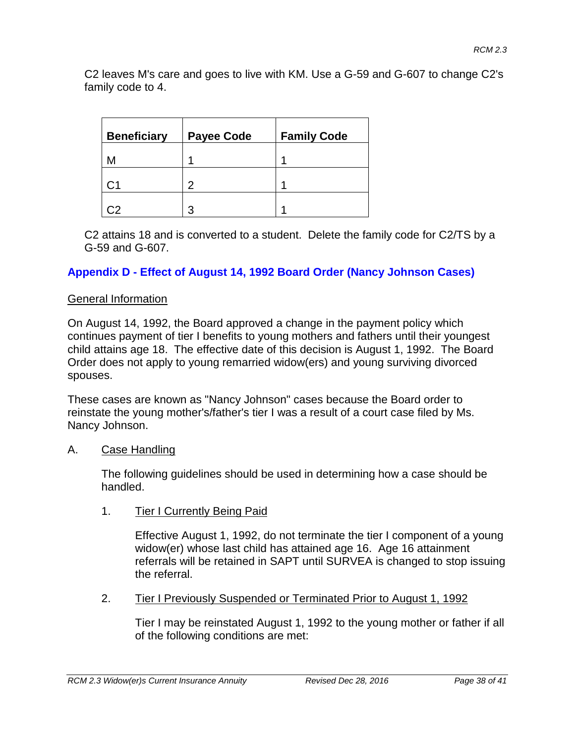C2 leaves M's care and goes to live with KM. Use a G-59 and G-607 to change C2's family code to 4.

| Beneficiary | Payee Code | Family Code |
|---|---|---|
| M | 1 | 1 |
| C1 | 2 | 1 |
| C2 | 3 | 1 |

C2 attains 18 and is converted to a student. Delete the family code for C2/TS by a G-59 and G-607.

## Appendix D - Effect of August 14, 1992 Board Order (Nancy Johnson Cases)

General Information

On August 14, 1992, the Board approved a change in the payment policy which continues payment of tier I benefits to young mothers and fathers until their youngest child attains age 18. The effective date of this decision is August 1, 1992. The Board Order does not apply to young remarried widow(ers) and young surviving divorced spouses.

These cases are known as "Nancy Johnson" cases because the Board order to reinstate the young mother's/father's tier I was a result of a court case filed by Ms. Nancy Johnson.

A. Case Handling

The following guidelines should be used in determining how a case should be handled.

1. Tier I Currently Being Paid

   Effective August 1, 1992, do not terminate the tier I component of a young widow(er) whose last child has attained age 16. Age 16 attainment referrals will be retained in SAPT until SURVEA is changed to stop issuing the referral.

2. Tier I Previously Suspended or Terminated Prior to August 1, 1992

   Tier I may be reinstated August 1, 1992 to the young mother or father if all of the following conditions are met: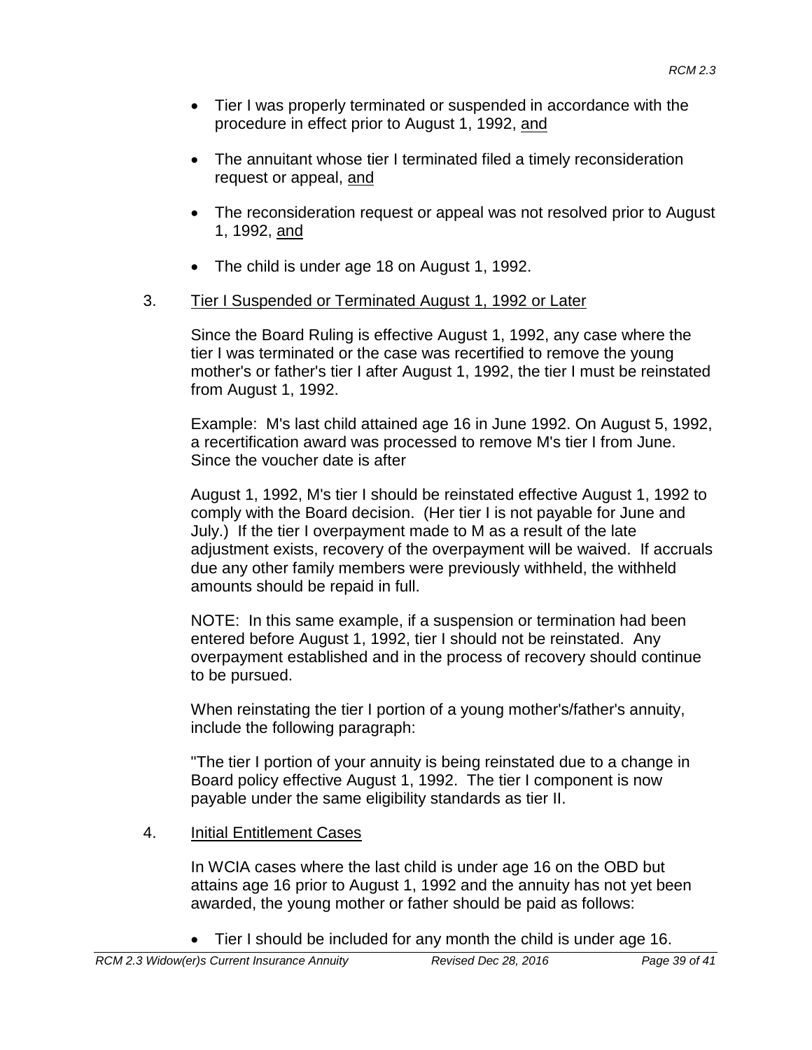- Tier I was properly terminated or suspended in accordance with the procedure in effect prior to August 1, 1992, and
- The annuitant whose tier I terminated filed a timely reconsideration request or appeal, and
- The reconsideration request or appeal was not resolved prior to August 1, 1992, and
- The child is under age 18 on August 1, 1992.

3. Tier I Suspended or Terminated August 1, 1992 or Later

   Since the Board Ruling is effective August 1, 1992, any case where the tier I was terminated or the case was recertified to remove the young mother's or father's tier I after August 1, 1992, the tier I must be reinstated from August 1, 1992.

   Example: M's last child attained age 16 in June 1992. On August 5, 1992, a recertification award was processed to remove M's tier I from June. Since the voucher date is after

   August 1, 1992, M's tier I should be reinstated effective August 1, 1992 to comply with the Board decision. (Her tier I is not payable for June and July.) If the tier I overpayment made to M as a result of the late adjustment exists, recovery of the overpayment will be waived. If accruals due any other family members were previously withheld, the withheld amounts should be repaid in full.

   NOTE: In this same example, if a suspension or termination had been entered before August 1, 1992, tier I should not be reinstated. Any overpayment established and in the process of recovery should continue to be pursued.

   When reinstating the tier I portion of a young mother's/father's annuity, include the following paragraph:

   "The tier I portion of your annuity is being reinstated due to a change in Board policy effective August 1, 1992. The tier I component is now payable under the same eligibility standards as tier II.

4. Initial Entitlement Cases

   In WCIA cases where the last child is under age 16 on the OBD but attains age 16 prior to August 1, 1992 and the annuity has not yet been awarded, the young mother or father should be paid as follows:

   - Tier I should be included for any month the child is under age 16.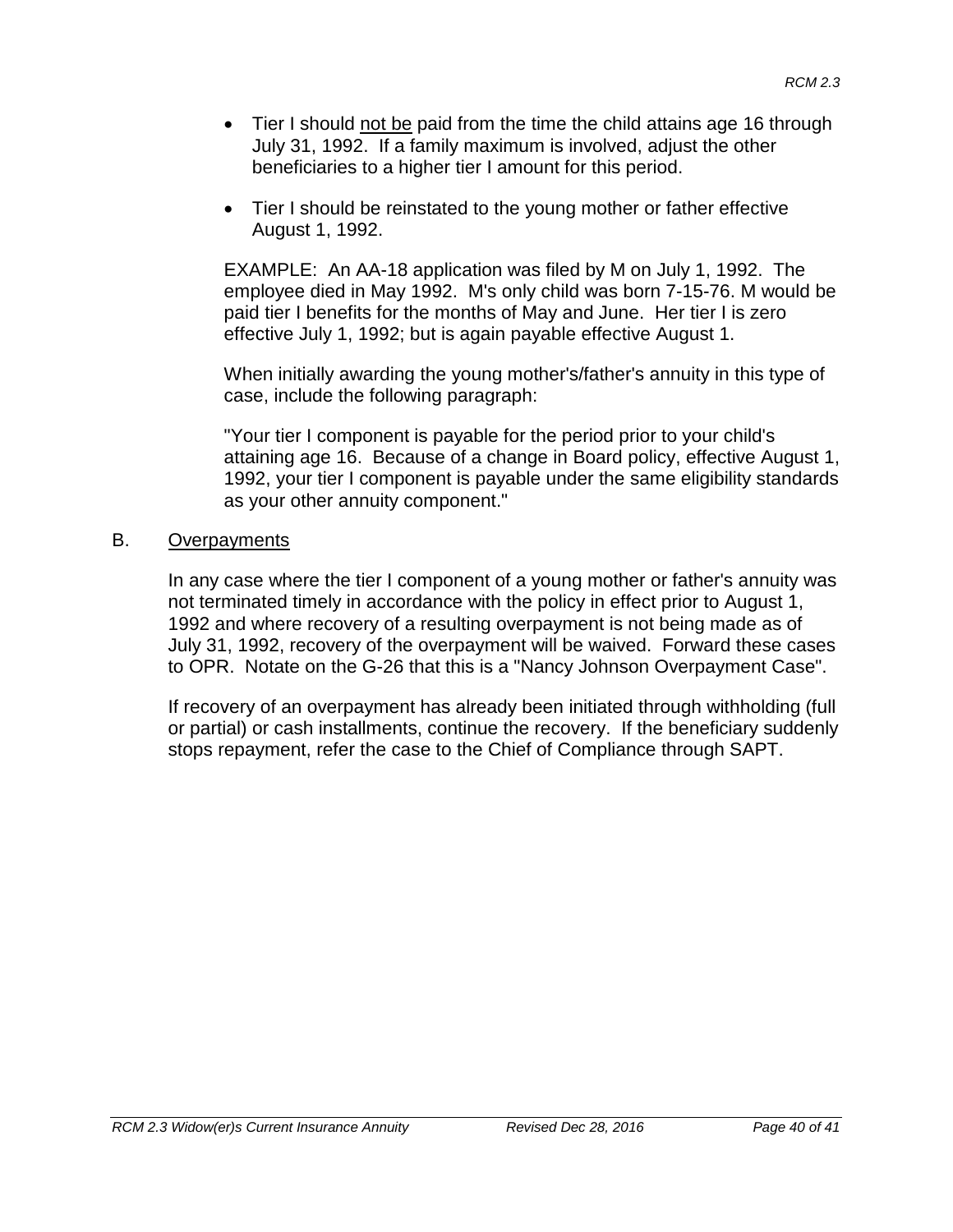- Tier I should <u>not be</u> paid from the time the child attains age 16 through July 31, 1992. If a family maximum is involved, adjust the other beneficiaries to a higher tier I amount for this period.
- Tier I should be reinstated to the young mother or father effective August 1, 1992.

EXAMPLE: An AA-18 application was filed by M on July 1, 1992. The employee died in May 1992. M's only child was born 7-15-76. M would be paid tier I benefits for the months of May and June. Her tier I is zero effective July 1, 1992; but is again payable effective August 1.

When initially awarding the young mother's/father's annuity in this type of case, include the following paragraph:

"Your tier I component is payable for the period prior to your child's attaining age 16. Because of a change in Board policy, effective August 1, 1992, your tier I component is payable under the same eligibility standards as your other annuity component."

B. <u>Overpayments</u>

In any case where the tier I component of a young mother or father's annuity was not terminated timely in accordance with the policy in effect prior to August 1, 1992 and where recovery of a resulting overpayment is not being made as of July 31, 1992, recovery of the overpayment will be waived. Forward these cases to OPR. Notate on the G-26 that this is a "Nancy Johnson Overpayment Case".

If recovery of an overpayment has already been initiated through withholding (full or partial) or cash installments, continue the recovery. If the beneficiary suddenly stops repayment, refer the case to the Chief of Compliance through SAPT.